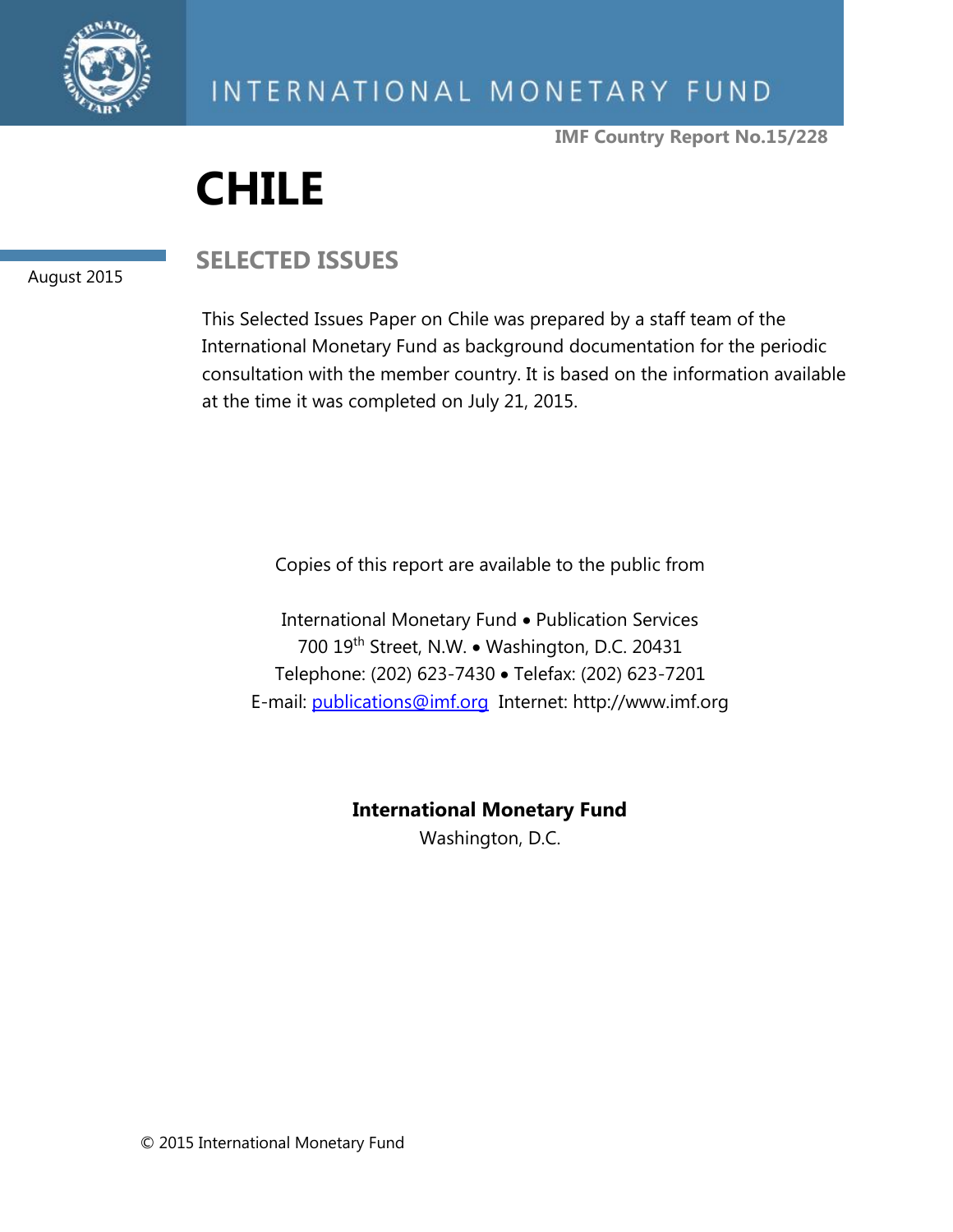INTERNATIONAL MONETARY FUND

IMF Country Report No.15/228

# CHILE

## SELECTED ISSUES

August 2015

This Selected Issues Paper on Chile was prepared by a staff team of the International Monetary Fund as background documentation for the periodic consultation with the member country. It is based on the information available at the time it was completed on July 21, 2015.

Copies of this report are available to the public from

International Monetary Fund • Publication Services
700 19th Street, N.W. • Washington, D.C. 20431
Telephone: (202) 623-7430 • Telefax: (202) 623-7201
E-mail: publications@imf.org Internet: http://www.imf.org

**International Monetary Fund**
Washington, D.C.

© 2015 International Monetary Fund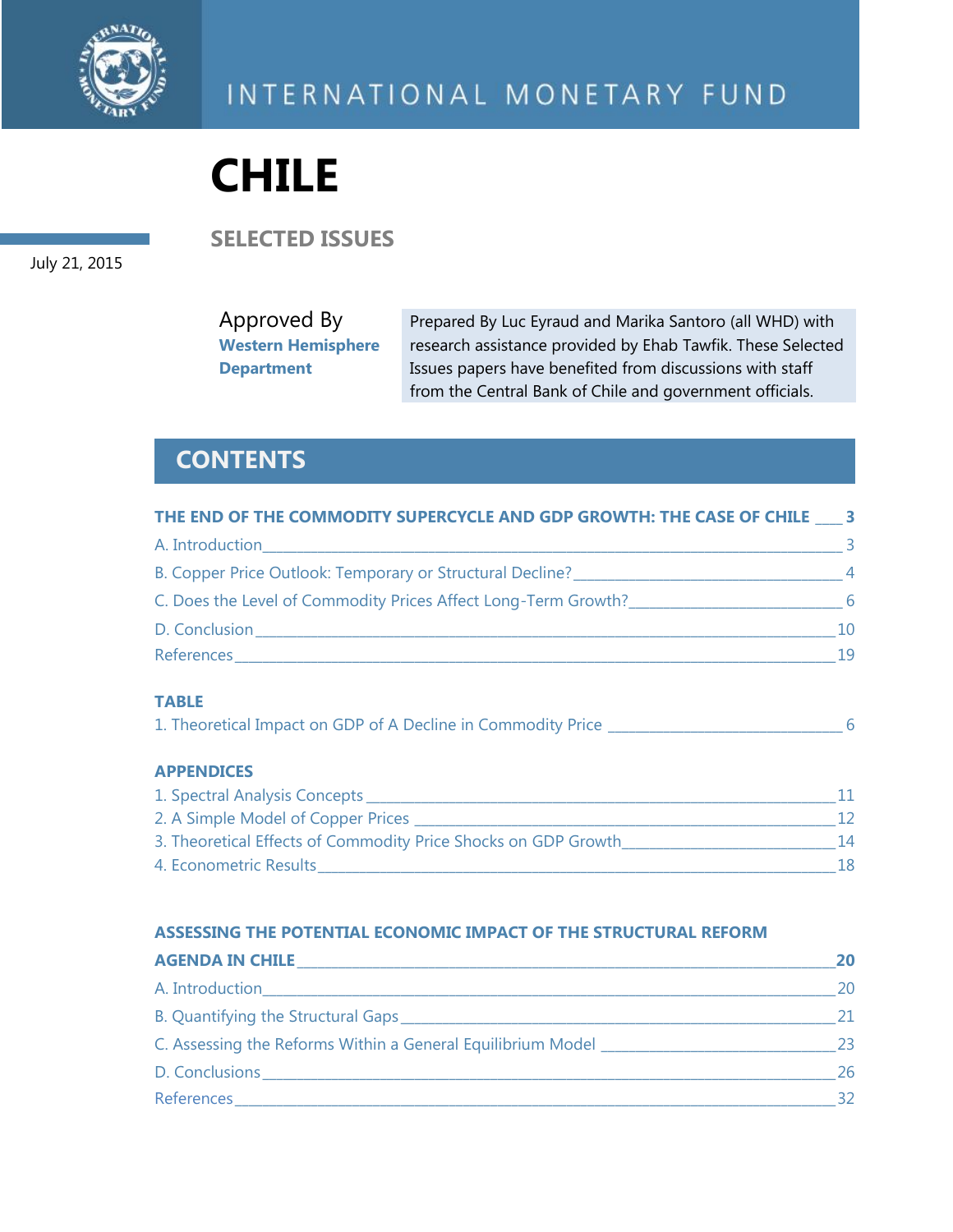INTERNATIONAL MONETARY FUND

# CHILE

## SELECTED ISSUES

July 21, 2015

Approved By
**Western Hemisphere Department**

Prepared By Luc Eyraud and Marika Santoro (all WHD) with research assistance provided by Ehab Tawfik. These Selected Issues papers have benefited from discussions with staff from the Central Bank of Chile and government officials.

## CONTENTS

**THE END OF THE COMMODITY SUPERCYCLE AND GDP GROWTH: THE CASE OF CHILE ____ 3**

A. Introduction ____ 3

B. Copper Price Outlook: Temporary or Structural Decline? ____ 4

C. Does the Level of Commodity Prices Affect Long-Term Growth? ____ 6

D. Conclusion ____ 10

References ____ 19

**TABLE**

1. Theoretical Impact on GDP of A Decline in Commodity Price ____ 6

**APPENDICES**

1. Spectral Analysis Concepts ____ 11
2. A Simple Model of Copper Prices ____ 12
3. Theoretical Effects of Commodity Price Shocks on GDP Growth ____ 14
4. Econometric Results ____ 18

**ASSESSING THE POTENTIAL ECONOMIC IMPACT OF THE STRUCTURAL REFORM AGENDA IN CHILE ____ 20**

A. Introduction ____ 20

B. Quantifying the Structural Gaps ____ 21

C. Assessing the Reforms Within a General Equilibrium Model ____ 23

D. Conclusions ____ 26

References ____ 32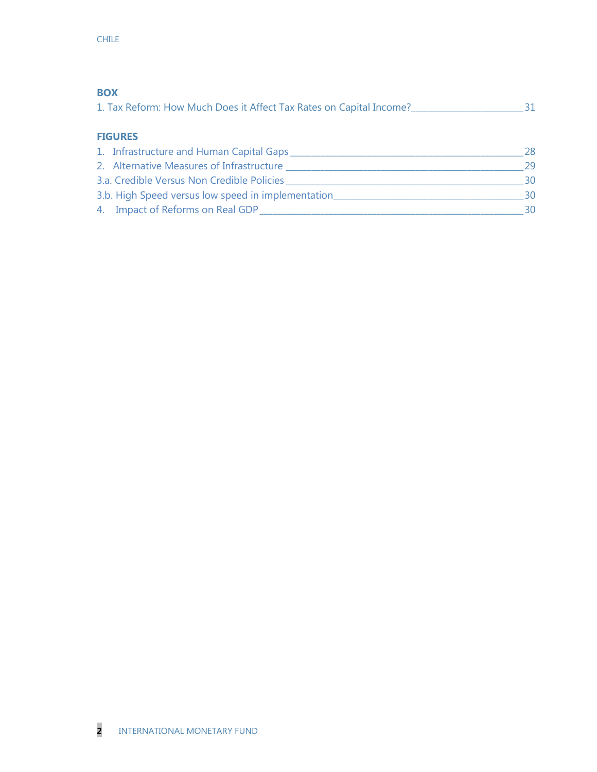## BOX

1. Tax Reform: How Much Does it Affect Tax Rates on Capital Income? ____ 31

## FIGURES

1. Infrastructure and Human Capital Gaps ____ 28
2. Alternative Measures of Infrastructure ____ 29

3.a. Credible Versus Non Credible Policies ____ 30

3.b. High Speed versus low speed in implementation ____ 30

4. Impact of Reforms on Real GDP ____ 30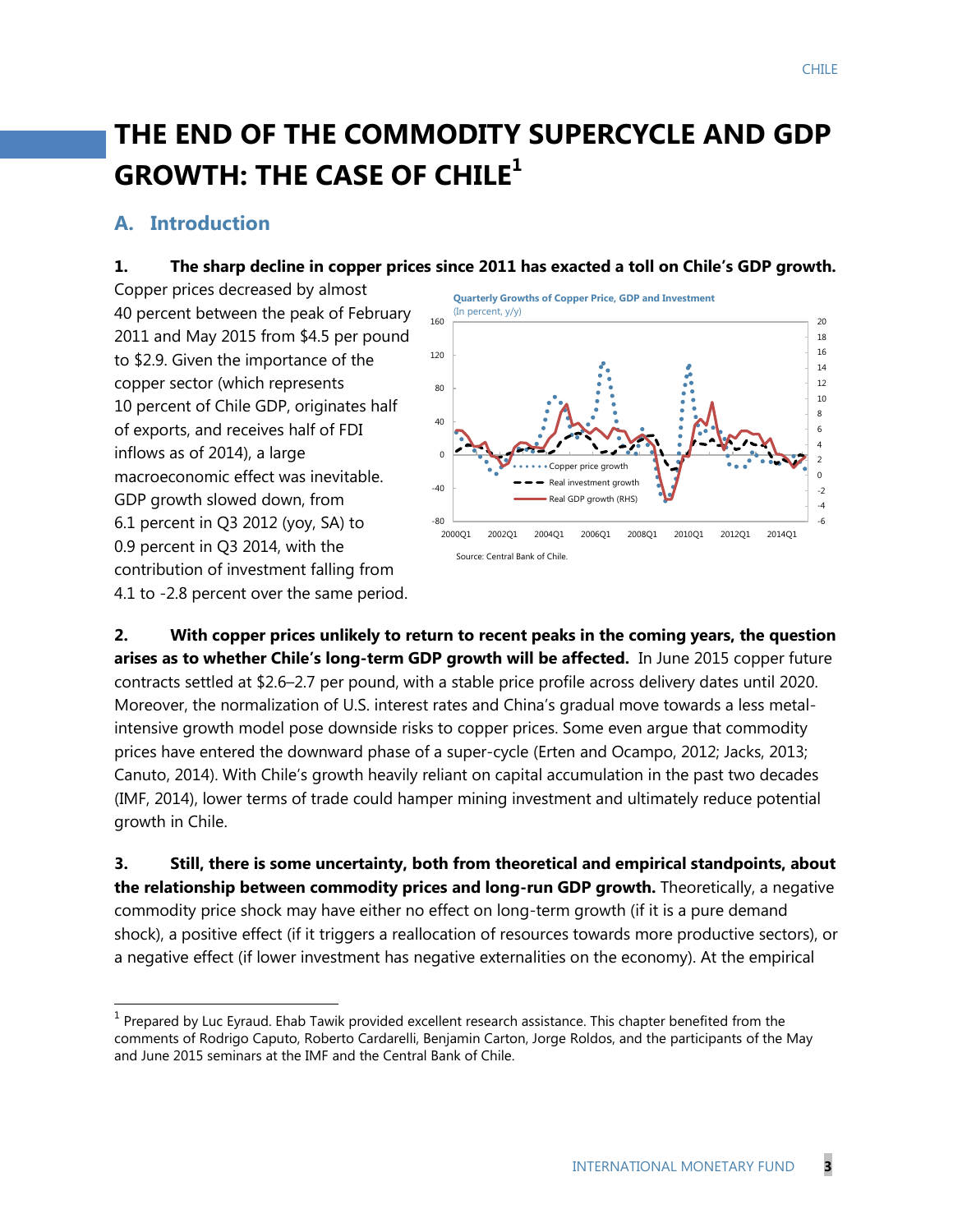# THE END OF THE COMMODITY SUPERCYCLE AND GDP GROWTH: THE CASE OF CHILE[1]

## A. Introduction

**1. The sharp decline in copper prices since 2011 has exacted a toll on Chile's GDP growth.** Copper prices decreased by almost 40 percent between the peak of February 2011 and May 2015 from $4.5 per pound to $2.9. Given the importance of the copper sector (which represents 10 percent of Chile GDP, originates half of exports, and receives half of FDI inflows as of 2014), a large macroeconomic effect was inevitable. GDP growth slowed down, from 6.1 percent in Q3 2012 (yoy, SA) to 0.9 percent in Q3 2014, with the contribution of investment falling from 4.1 to -2.8 percent over the same period.

Quarterly Growths of Copper Price, GDP and Investment
(In percent, y/y)

Source: Central Bank of Chile.

**2. With copper prices unlikely to return to recent peaks in the coming years, the question arises as to whether Chile's long-term GDP growth will be affected.** In June 2015 copper future contracts settled at $2.6–2.7 per pound, with a stable price profile across delivery dates until 2020. Moreover, the normalization of U.S. interest rates and China's gradual move towards a less metal-intensive growth model pose downside risks to copper prices. Some even argue that commodity prices have entered the downward phase of a super-cycle (Erten and Ocampo, 2012; Jacks, 2013; Canuto, 2014). With Chile's growth heavily reliant on capital accumulation in the past two decades (IMF, 2014), lower terms of trade could hamper mining investment and ultimately reduce potential growth in Chile.

**3. Still, there is some uncertainty, both from theoretical and empirical standpoints, about the relationship between commodity prices and long-run GDP growth.** Theoretically, a negative commodity price shock may have either no effect on long-term growth (if it is a pure demand shock), a positive effect (if it triggers a reallocation of resources towards more productive sectors), or a negative effect (if lower investment has negative externalities on the economy). At the empirical

[1] Prepared by Luc Eyraud. Ehab Tawik provided excellent research assistance. This chapter benefited from the comments of Rodrigo Caputo, Roberto Cardarelli, Benjamin Carton, Jorge Roldos, and the participants of the May and June 2015 seminars at the IMF and the Central Bank of Chile.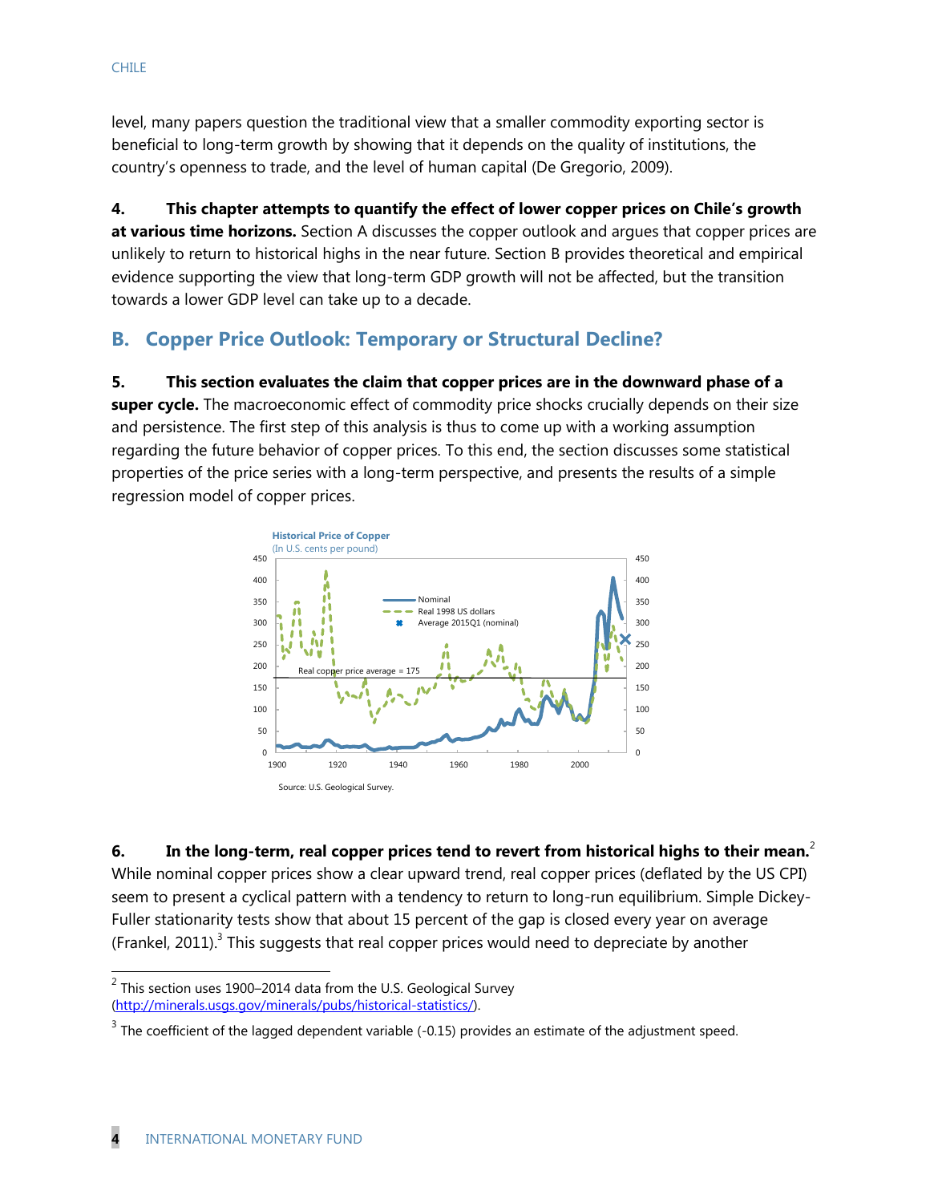level, many papers question the traditional view that a smaller commodity exporting sector is beneficial to long-term growth by showing that it depends on the quality of institutions, the country's openness to trade, and the level of human capital (De Gregorio, 2009).

**4. This chapter attempts to quantify the effect of lower copper prices on Chile's growth at various time horizons.** Section A discusses the copper outlook and argues that copper prices are unlikely to return to historical highs in the near future. Section B provides theoretical and empirical evidence supporting the view that long-term GDP growth will not be affected, but the transition towards a lower GDP level can take up to a decade.

## B. Copper Price Outlook: Temporary or Structural Decline?

**5. This section evaluates the claim that copper prices are in the downward phase of a super cycle.** The macroeconomic effect of commodity price shocks crucially depends on their size and persistence. The first step of this analysis is thus to come up with a working assumption regarding the future behavior of copper prices. To this end, the section discusses some statistical properties of the price series with a long-term perspective, and presents the results of a simple regression model of copper prices.

**Historical Price of Copper**
(In U.S. cents per pound)

Source: U.S. Geological Survey.

**6. In the long-term, real copper prices tend to revert from historical highs to their mean.**[2] While nominal copper prices show a clear upward trend, real copper prices (deflated by the US CPI) seem to present a cyclical pattern with a tendency to return to long-run equilibrium. Simple Dickey-Fuller stationarity tests show that about 15 percent of the gap is closed every year on average (Frankel, 2011).[3] This suggests that real copper prices would need to depreciate by another

[2] This section uses 1900–2014 data from the U.S. Geological Survey (http://minerals.usgs.gov/minerals/pubs/historical-statistics/).

[3] The coefficient of the lagged dependent variable (-0.15) provides an estimate of the adjustment speed.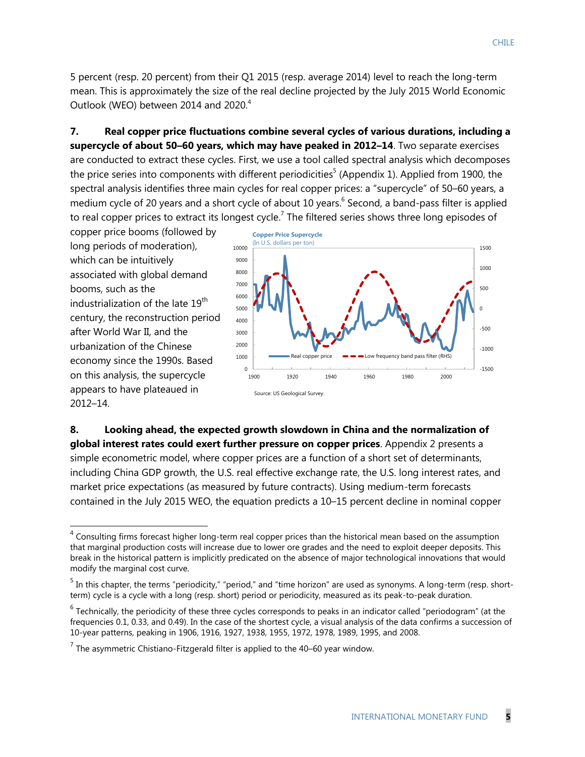5 percent (resp. 20 percent) from their Q1 2015 (resp. average 2014) level to reach the long-term mean. This is approximately the size of the real decline projected by the July 2015 World Economic Outlook (WEO) between 2014 and 2020.[4]

**7. Real copper price fluctuations combine several cycles of various durations, including a supercycle of about 50–60 years, which may have peaked in 2012–14**. Two separate exercises are conducted to extract these cycles. First, we use a tool called spectral analysis which decomposes the price series into components with different periodicities[5] (Appendix 1). Applied from 1900, the spectral analysis identifies three main cycles for real copper prices: a "supercycle" of 50–60 years, a medium cycle of 20 years and a short cycle of about 10 years.[6] Second, a band-pass filter is applied to real copper prices to extract its longest cycle.[7] The filtered series shows three long episodes of copper price booms (followed by long periods of moderation), which can be intuitively associated with global demand booms, such as the industrialization of the late 19th century, the reconstruction period after World War II, and the urbanization of the Chinese economy since the 1990s. Based on this analysis, the supercycle appears to have plateaued in 2012–14.

**Copper Price Supercycle**
(In U.S. dollars per ton)

Source: US Geological Survey.

**8. Looking ahead, the expected growth slowdown in China and the normalization of global interest rates could exert further pressure on copper prices**. Appendix 2 presents a simple econometric model, where copper prices are a function of a short set of determinants, including China GDP growth, the U.S. real effective exchange rate, the U.S. long interest rates, and market price expectations (as measured by future contracts). Using medium-term forecasts contained in the July 2015 WEO, the equation predicts a 10–15 percent decline in nominal copper

---

[4] Consulting firms forecast higher long-term real copper prices than the historical mean based on the assumption that marginal production costs will increase due to lower ore grades and the need to exploit deeper deposits. This break in the historical pattern is implicitly predicated on the absence of major technological innovations that would modify the marginal cost curve.

[5] In this chapter, the terms "periodicity," "period," and "time horizon" are used as synonyms. A long-term (resp. short-term) cycle is a cycle with a long (resp. short) period or periodicity, measured as its peak-to-peak duration.

[6] Technically, the periodicity of these three cycles corresponds to peaks in an indicator called "periodogram" (at the frequencies 0.1, 0.33, and 0.49). In the case of the shortest cycle, a visual analysis of the data confirms a succession of 10-year patterns, peaking in 1906, 1916, 1927, 1938, 1955, 1972, 1978, 1989, 1995, and 2008.

[7] The asymmetric Chistiano-Fitzgerald filter is applied to the 40–60 year window.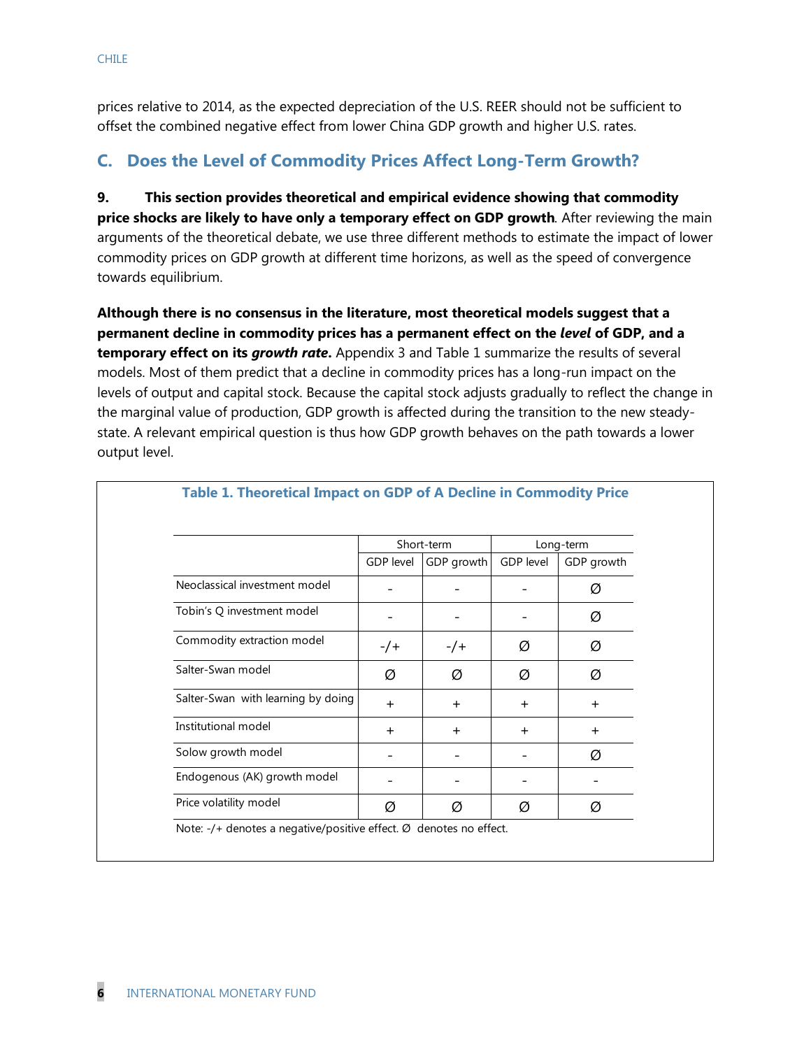prices relative to 2014, as the expected depreciation of the U.S. REER should not be sufficient to offset the combined negative effect from lower China GDP growth and higher U.S. rates.

## C. Does the Level of Commodity Prices Affect Long-Term Growth?

**9. This section provides theoretical and empirical evidence showing that commodity price shocks are likely to have only a temporary effect on GDP growth**. After reviewing the main arguments of the theoretical debate, we use three different methods to estimate the impact of lower commodity prices on GDP growth at different time horizons, as well as the speed of convergence towards equilibrium.

**Although there is no consensus in the literature, most theoretical models suggest that a permanent decline in commodity prices has a permanent effect on the *level* of GDP, and a temporary effect on its *growth rate*.** Appendix 3 and Table 1 summarize the results of several models. Most of them predict that a decline in commodity prices has a long-run impact on the levels of output and capital stock. Because the capital stock adjusts gradually to reflect the change in the marginal value of production, GDP growth is affected during the transition to the new steady-state. A relevant empirical question is thus how GDP growth behaves on the path towards a lower output level.

**Table 1. Theoretical Impact on GDP of A Decline in Commodity Price**

| | Short-term | | Long-term | |
|---|---|---|---|---|
| | GDP level | GDP growth | GDP level | GDP growth |
| Neoclassical investment model | - | - | - | Ø |
| Tobin's Q investment model | - | - | - | Ø |
| Commodity extraction model | -/+ | -/+ | Ø | Ø |
| Salter-Swan model | Ø | Ø | Ø | Ø |
| Salter-Swan with learning by doing | + | + | + | + |
| Institutional model | + | + | + | + |
| Solow growth model | - | - | - | Ø |
| Endogenous (AK) growth model | - | - | - | - |
| Price volatility model | Ø | Ø | Ø | Ø |

Note: -/+ denotes a negative/positive effect. Ø denotes no effect.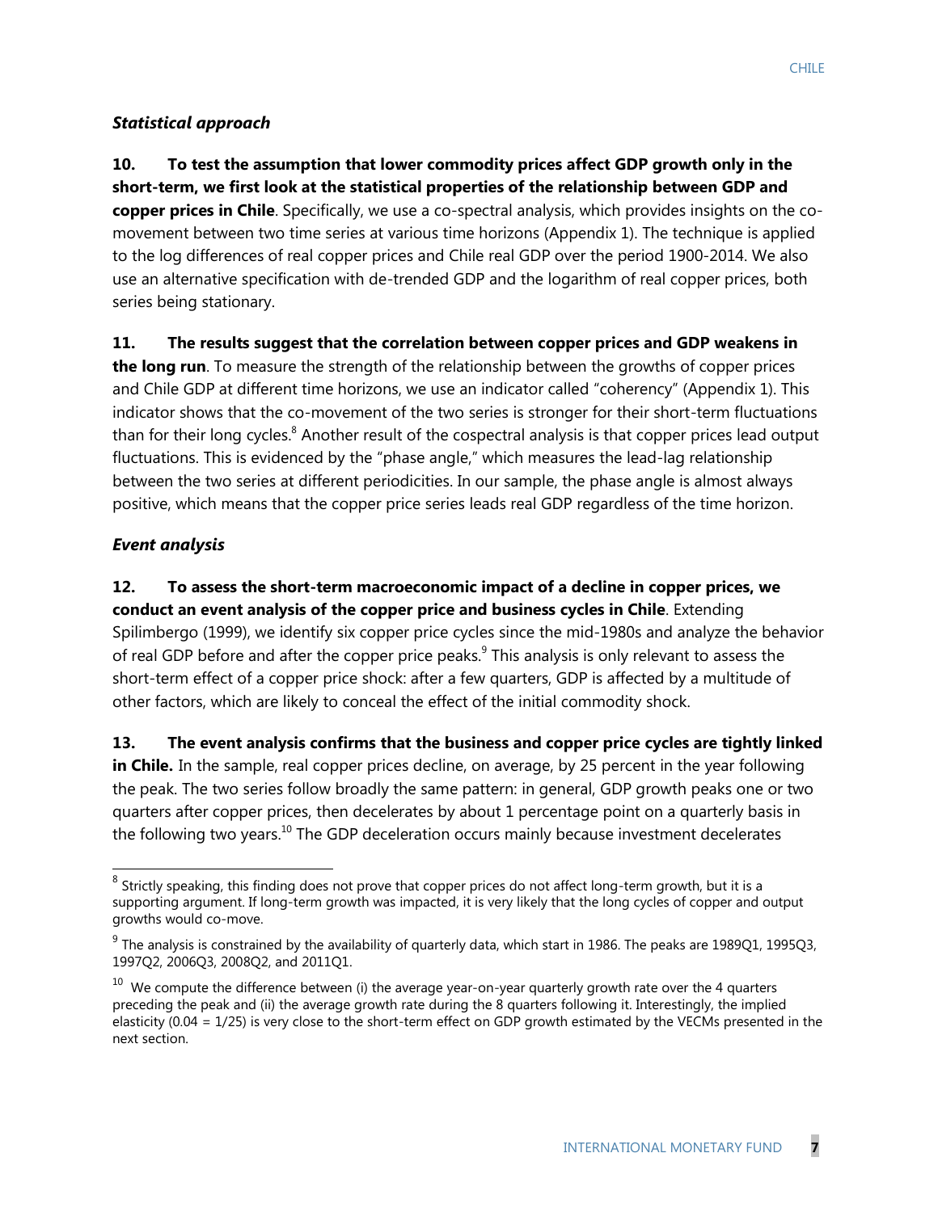### *Statistical approach*

**10. To test the assumption that lower commodity prices affect GDP growth only in the short-term, we first look at the statistical properties of the relationship between GDP and copper prices in Chile**. Specifically, we use a co-spectral analysis, which provides insights on the co-movement between two time series at various time horizons (Appendix 1). The technique is applied to the log differences of real copper prices and Chile real GDP over the period 1900-2014. We also use an alternative specification with de-trended GDP and the logarithm of real copper prices, both series being stationary.

**11. The results suggest that the correlation between copper prices and GDP weakens in the long run**. To measure the strength of the relationship between the growths of copper prices and Chile GDP at different time horizons, we use an indicator called "coherency" (Appendix 1). This indicator shows that the co-movement of the two series is stronger for their short-term fluctuations than for their long cycles.[8] Another result of the cospectral analysis is that copper prices lead output fluctuations. This is evidenced by the "phase angle," which measures the lead-lag relationship between the two series at different periodicities. In our sample, the phase angle is almost always positive, which means that the copper price series leads real GDP regardless of the time horizon.

### *Event analysis*

**12. To assess the short-term macroeconomic impact of a decline in copper prices, we conduct an event analysis of the copper price and business cycles in Chile**. Extending Spilimbergo (1999), we identify six copper price cycles since the mid-1980s and analyze the behavior of real GDP before and after the copper price peaks.[9] This analysis is only relevant to assess the short-term effect of a copper price shock: after a few quarters, GDP is affected by a multitude of other factors, which are likely to conceal the effect of the initial commodity shock.

**13. The event analysis confirms that the business and copper price cycles are tightly linked in Chile.** In the sample, real copper prices decline, on average, by 25 percent in the year following the peak. The two series follow broadly the same pattern: in general, GDP growth peaks one or two quarters after copper prices, then decelerates by about 1 percentage point on a quarterly basis in the following two years.[10] The GDP deceleration occurs mainly because investment decelerates

---

[8] Strictly speaking, this finding does not prove that copper prices do not affect long-term growth, but it is a supporting argument. If long-term growth was impacted, it is very likely that the long cycles of copper and output growths would co-move.

[9] The analysis is constrained by the availability of quarterly data, which start in 1986. The peaks are 1989Q1, 1995Q3, 1997Q2, 2006Q3, 2008Q2, and 2011Q1.

[10] We compute the difference between (i) the average year-on-year quarterly growth rate over the 4 quarters preceding the peak and (ii) the average growth rate during the 8 quarters following it. Interestingly, the implied elasticity ($0.04 = 1/25$) is very close to the short-term effect on GDP growth estimated by the VECMs presented in the next section.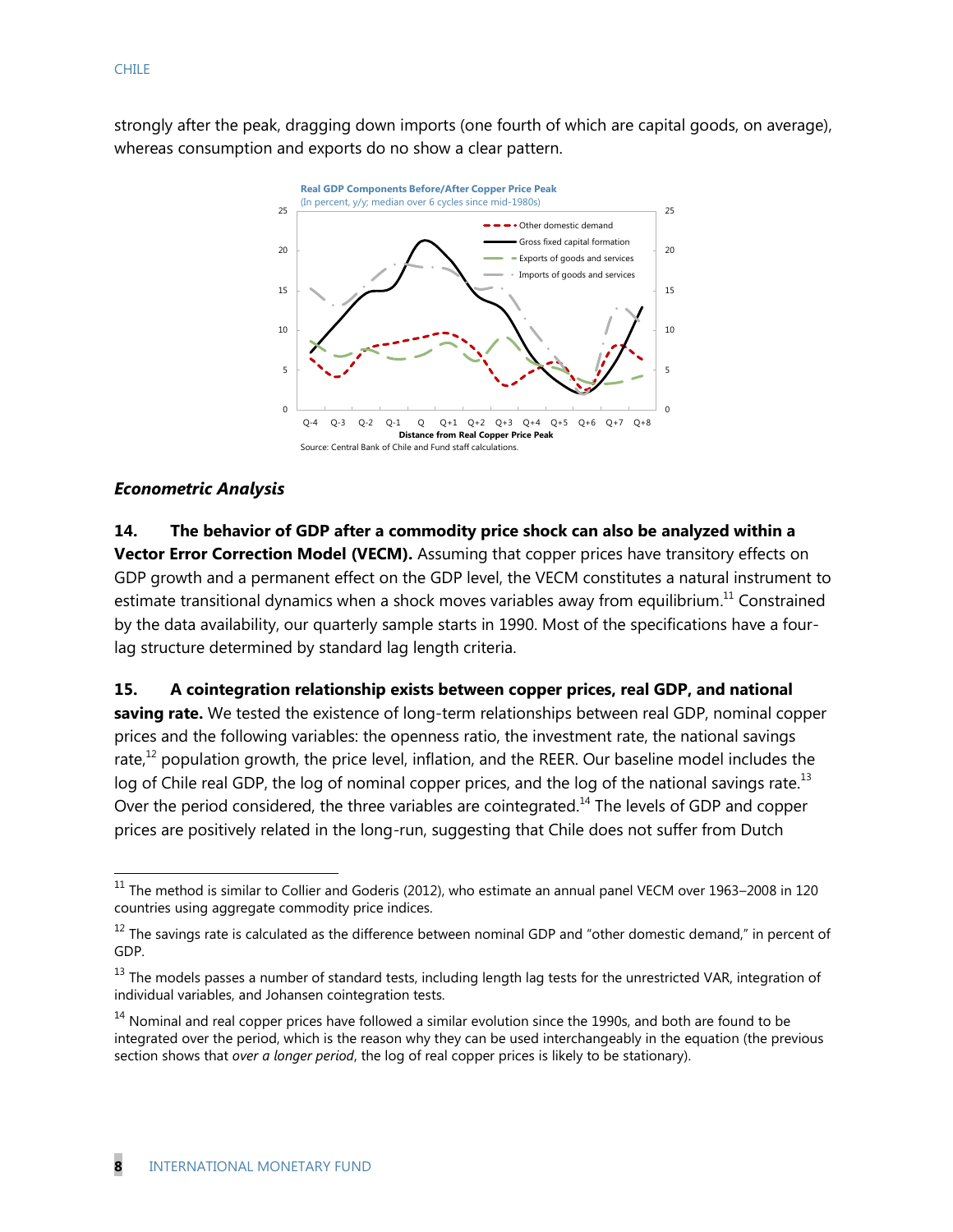strongly after the peak, dragging down imports (one fourth of which are capital goods, on average), whereas consumption and exports do no show a clear pattern.

**Real GDP Components Before/After Copper Price Peak**
(In percent, y/y; median over 6 cycles since mid-1980s)

Source: Central Bank of Chile and Fund staff calculations.

### *Econometric Analysis*

**14. The behavior of GDP after a commodity price shock can also be analyzed within a Vector Error Correction Model (VECM).** Assuming that copper prices have transitory effects on GDP growth and a permanent effect on the GDP level, the VECM constitutes a natural instrument to estimate transitional dynamics when a shock moves variables away from equilibrium.[11] Constrained by the data availability, our quarterly sample starts in 1990. Most of the specifications have a four-lag structure determined by standard lag length criteria.

**15. A cointegration relationship exists between copper prices, real GDP, and national saving rate.** We tested the existence of long-term relationships between real GDP, nominal copper prices and the following variables: the openness ratio, the investment rate, the national savings rate,[12] population growth, the price level, inflation, and the REER. Our baseline model includes the log of Chile real GDP, the log of nominal copper prices, and the log of the national savings rate.[13] Over the period considered, the three variables are cointegrated.[14] The levels of GDP and copper prices are positively related in the long-run, suggesting that Chile does not suffer from Dutch

---

[11] The method is similar to Collier and Goderis (2012), who estimate an annual panel VECM over 1963–2008 in 120 countries using aggregate commodity price indices.

[12] The savings rate is calculated as the difference between nominal GDP and "other domestic demand," in percent of GDP.

[13] The models passes a number of standard tests, including length lag tests for the unrestricted VAR, integration of individual variables, and Johansen cointegration tests.

[14] Nominal and real copper prices have followed a similar evolution since the 1990s, and both are found to be integrated over the period, which is the reason why they can be used interchangeably in the equation (the previous section shows that *over a longer period*, the log of real copper prices is likely to be stationary).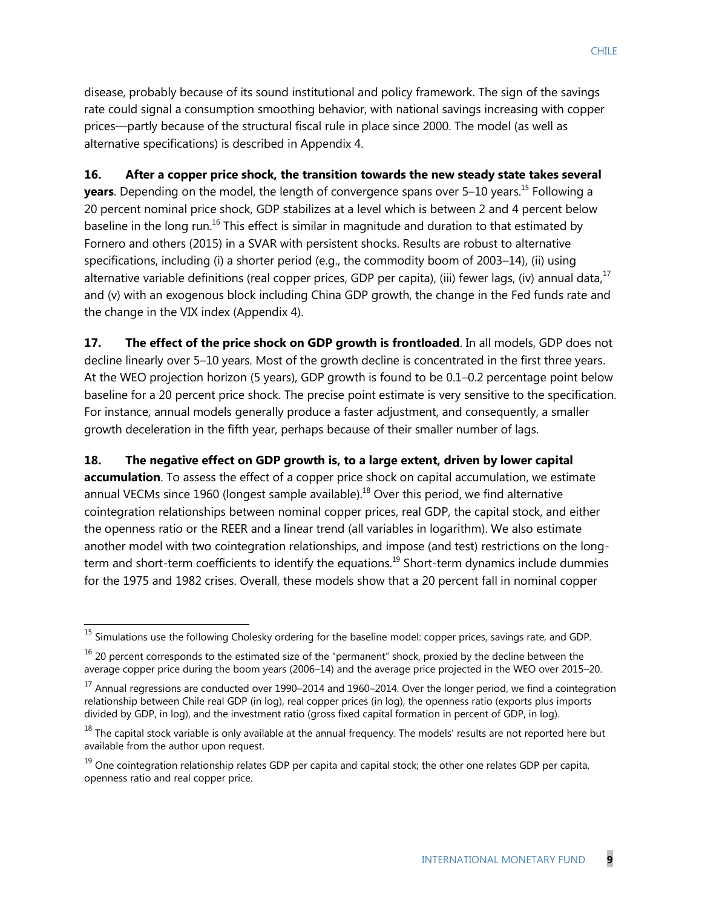disease, probably because of its sound institutional and policy framework. The sign of the savings rate could signal a consumption smoothing behavior, with national savings increasing with copper prices—partly because of the structural fiscal rule in place since 2000. The model (as well as alternative specifications) is described in Appendix 4.

**16. After a copper price shock, the transition towards the new steady state takes several years**. Depending on the model, the length of convergence spans over 5–10 years.[15] Following a 20 percent nominal price shock, GDP stabilizes at a level which is between 2 and 4 percent below baseline in the long run.[16] This effect is similar in magnitude and duration to that estimated by Fornero and others (2015) in a SVAR with persistent shocks. Results are robust to alternative specifications, including (i) a shorter period (e.g., the commodity boom of 2003–14), (ii) using alternative variable definitions (real copper prices, GDP per capita), (iii) fewer lags, (iv) annual data,[17] and (v) with an exogenous block including China GDP growth, the change in the Fed funds rate and the change in the VIX index (Appendix 4).

**17. The effect of the price shock on GDP growth is frontloaded**. In all models, GDP does not decline linearly over 5–10 years. Most of the growth decline is concentrated in the first three years. At the WEO projection horizon (5 years), GDP growth is found to be 0.1–0.2 percentage point below baseline for a 20 percent price shock. The precise point estimate is very sensitive to the specification. For instance, annual models generally produce a faster adjustment, and consequently, a smaller growth deceleration in the fifth year, perhaps because of their smaller number of lags.

**18. The negative effect on GDP growth is, to a large extent, driven by lower capital accumulation**. To assess the effect of a copper price shock on capital accumulation, we estimate annual VECMs since 1960 (longest sample available).[18] Over this period, we find alternative cointegration relationships between nominal copper prices, real GDP, the capital stock, and either the openness ratio or the REER and a linear trend (all variables in logarithm). We also estimate another model with two cointegration relationships, and impose (and test) restrictions on the long-term and short-term coefficients to identify the equations.[19] Short-term dynamics include dummies for the 1975 and 1982 crises. Overall, these models show that a 20 percent fall in nominal copper

---

[15] Simulations use the following Cholesky ordering for the baseline model: copper prices, savings rate, and GDP.

[16] 20 percent corresponds to the estimated size of the "permanent" shock, proxied by the decline between the average copper price during the boom years (2006–14) and the average price projected in the WEO over 2015–20.

[17] Annual regressions are conducted over 1990–2014 and 1960–2014. Over the longer period, we find a cointegration relationship between Chile real GDP (in log), real copper prices (in log), the openness ratio (exports plus imports divided by GDP, in log), and the investment ratio (gross fixed capital formation in percent of GDP, in log).

[18] The capital stock variable is only available at the annual frequency. The models' results are not reported here but available from the author upon request.

[19] One cointegration relationship relates GDP per capita and capital stock; the other one relates GDP per capita, openness ratio and real copper price.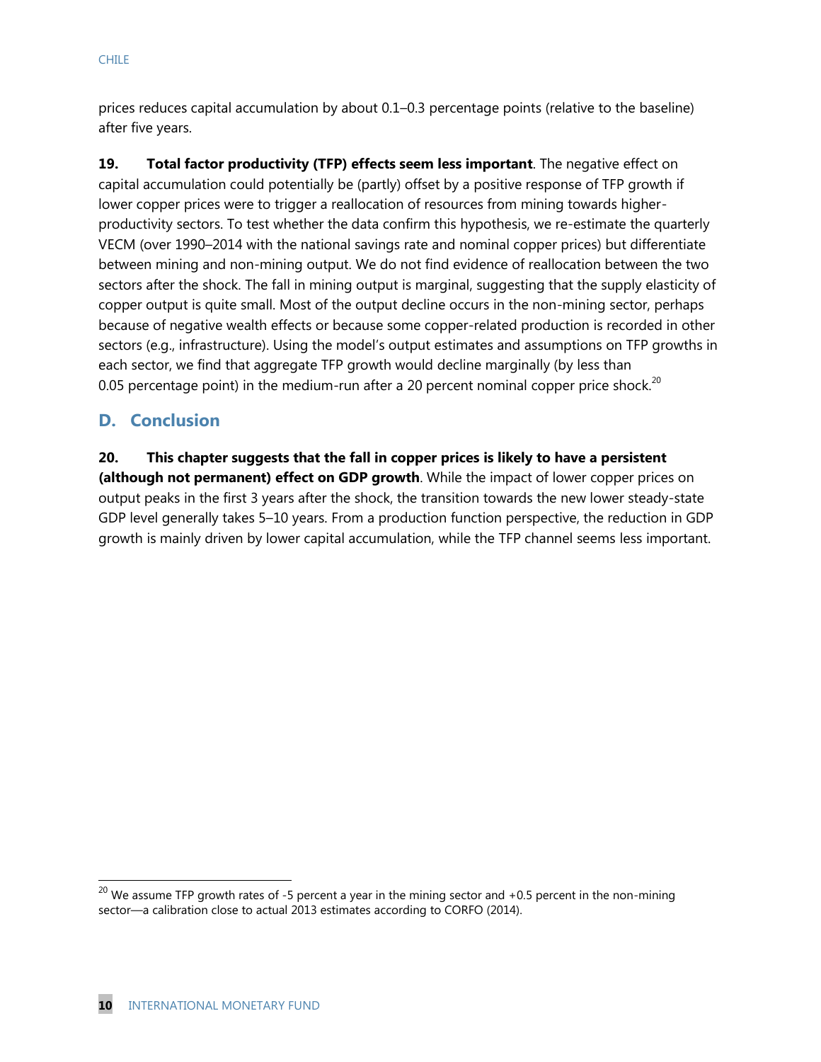prices reduces capital accumulation by about 0.1–0.3 percentage points (relative to the baseline) after five years.

**19. Total factor productivity (TFP) effects seem less important**. The negative effect on capital accumulation could potentially be (partly) offset by a positive response of TFP growth if lower copper prices were to trigger a reallocation of resources from mining towards higher-productivity sectors. To test whether the data confirm this hypothesis, we re-estimate the quarterly VECM (over 1990–2014 with the national savings rate and nominal copper prices) but differentiate between mining and non-mining output. We do not find evidence of reallocation between the two sectors after the shock. The fall in mining output is marginal, suggesting that the supply elasticity of copper output is quite small. Most of the output decline occurs in the non-mining sector, perhaps because of negative wealth effects or because some copper-related production is recorded in other sectors (e.g., infrastructure). Using the model's output estimates and assumptions on TFP growths in each sector, we find that aggregate TFP growth would decline marginally (by less than 0.05 percentage point) in the medium-run after a 20 percent nominal copper price shock.[20]

## D. Conclusion

**20. This chapter suggests that the fall in copper prices is likely to have a persistent (although not permanent) effect on GDP growth**. While the impact of lower copper prices on output peaks in the first 3 years after the shock, the transition towards the new lower steady-state GDP level generally takes 5–10 years. From a production function perspective, the reduction in GDP growth is mainly driven by lower capital accumulation, while the TFP channel seems less important.

---

[20] We assume TFP growth rates of -5 percent a year in the mining sector and +0.5 percent in the non-mining sector—a calibration close to actual 2013 estimates according to CORFO (2014).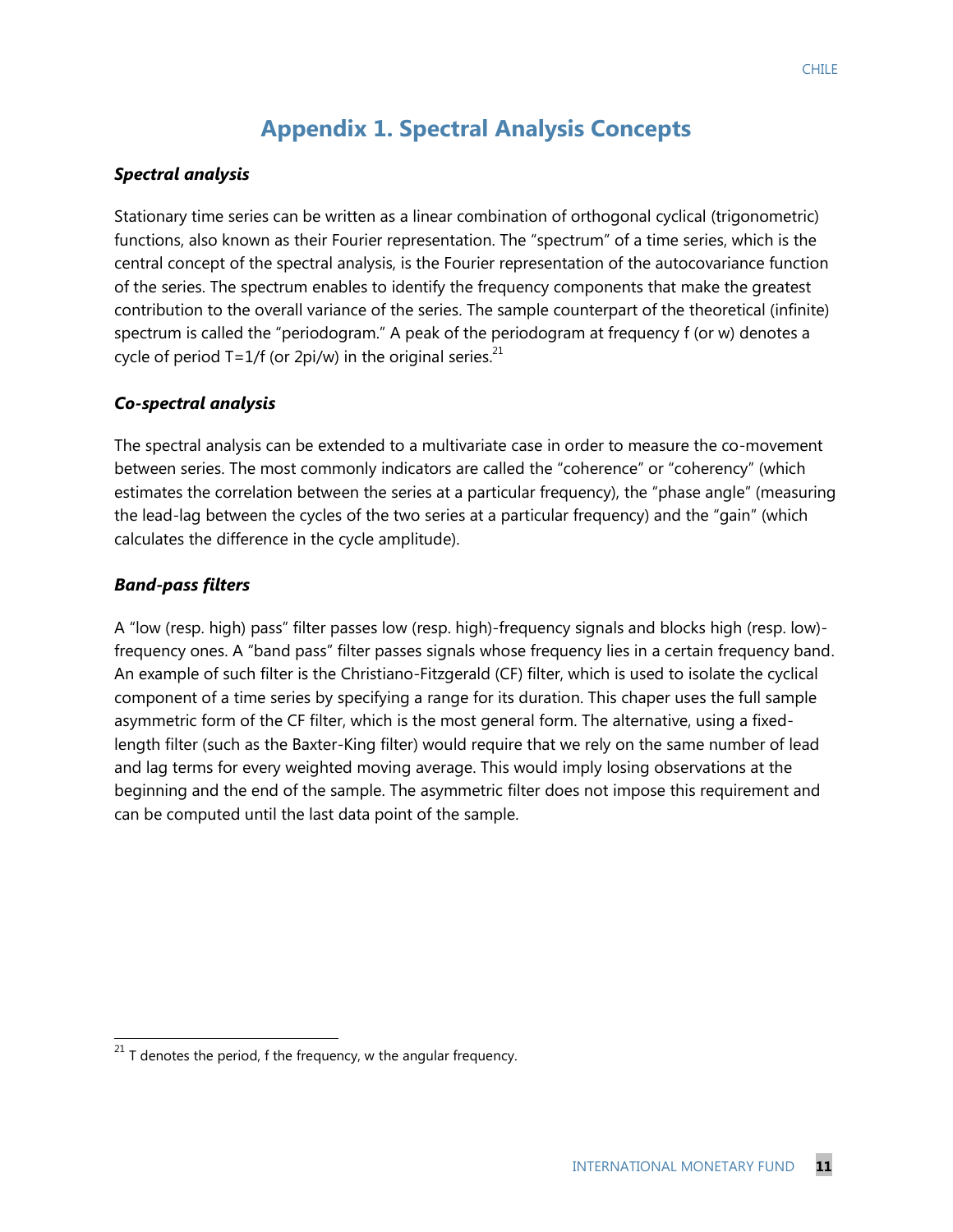# Appendix 1. Spectral Analysis Concepts

***Spectral analysis***

Stationary time series can be written as a linear combination of orthogonal cyclical (trigonometric) functions, also known as their Fourier representation. The "spectrum" of a time series, which is the central concept of the spectral analysis, is the Fourier representation of the autocovariance function of the series. The spectrum enables to identify the frequency components that make the greatest contribution to the overall variance of the series. The sample counterpart of the theoretical (infinite) spectrum is called the "periodogram." A peak of the periodogram at frequency f (or w) denotes a cycle of period T=1/f (or 2pi/w) in the original series.[21]

***Co-spectral analysis***

The spectral analysis can be extended to a multivariate case in order to measure the co-movement between series. The most commonly indicators are called the "coherence" or "coherency" (which estimates the correlation between the series at a particular frequency), the "phase angle" (measuring the lead-lag between the cycles of the two series at a particular frequency) and the "gain" (which calculates the difference in the cycle amplitude).

***Band-pass filters***

A "low (resp. high) pass" filter passes low (resp. high)-frequency signals and blocks high (resp. low)-frequency ones. A "band pass" filter passes signals whose frequency lies in a certain frequency band. An example of such filter is the Christiano-Fitzgerald (CF) filter, which is used to isolate the cyclical component of a time series by specifying a range for its duration. This chaper uses the full sample asymmetric form of the CF filter, which is the most general form. The alternative, using a fixed-length filter (such as the Baxter-King filter) would require that we rely on the same number of lead and lag terms for every weighted moving average. This would imply losing observations at the beginning and the end of the sample. The asymmetric filter does not impose this requirement and can be computed until the last data point of the sample.

[21] T denotes the period, f the frequency, w the angular frequency.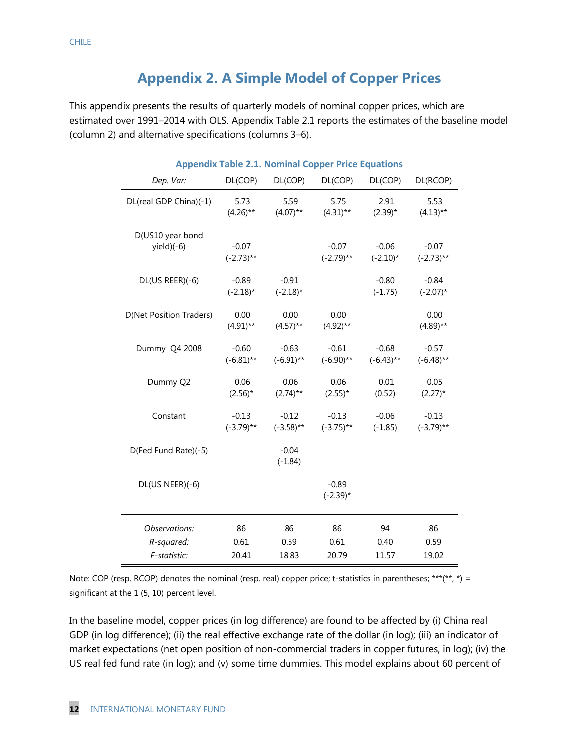# Appendix 2. A Simple Model of Copper Prices

This appendix presents the results of quarterly models of nominal copper prices, which are estimated over 1991–2014 with OLS. Appendix Table 2.1 reports the estimates of the baseline model (column 2) and alternative specifications (columns 3–6).

**Appendix Table 2.1. Nominal Copper Price Equations**

| *Dep. Var:* | DL(COP) | DL(COP) | DL(COP) | DL(COP) | DL(RCOP) |
|---|---|---|---|---|---|
| DL(real GDP China)(-1) | 5.73<br>(4.26)** | 5.59<br>(4.07)** | 5.75<br>(4.31)** | 2.91<br>(2.39)* | 5.53<br>(4.13)** |
| D(US10 year bond yield)(-6) | -0.07<br>(-2.73)** | | -0.07<br>(-2.79)** | -0.06<br>(-2.10)* | -0.07<br>(-2.73)** |
| DL(US REER)(-6) | -0.89<br>(-2.18)* | -0.91<br>(-2.18)* | | -0.80<br>(-1.75) | -0.84<br>(-2.07)* |
| D(Net Position Traders) | 0.00<br>(4.91)** | 0.00<br>(4.57)** | 0.00<br>(4.92)** | | 0.00<br>(4.89)** |
| Dummy Q4 2008 | -0.60<br>(-6.81)** | -0.63<br>(-6.91)** | -0.61<br>(-6.90)** | -0.68<br>(-6.43)** | -0.57<br>(-6.48)** |
| Dummy Q2 | 0.06<br>(2.56)* | 0.06<br>(2.74)** | 0.06<br>(2.55)* | 0.01<br>(0.52) | 0.05<br>(2.27)* |
| Constant | -0.13<br>(-3.79)** | -0.12<br>(-3.58)** | -0.13<br>(-3.75)** | -0.06<br>(-1.85) | -0.13<br>(-3.79)** |
| D(Fed Fund Rate)(-5) | | -0.04<br>(-1.84) | | | |
| DL(US NEER)(-6) | | | -0.89<br>(-2.39)* | | |
| *Observations:* | 86 | 86 | 86 | 94 | 86 |
| *R-squared:* | 0.61 | 0.59 | 0.61 | 0.40 | 0.59 |
| *F-statistic:* | 20.41 | 18.83 | 20.79 | 11.57 | 19.02 |

Note: COP (resp. RCOP) denotes the nominal (resp. real) copper price; t-statistics in parentheses; ***(**, *) = significant at the 1 (5, 10) percent level.

In the baseline model, copper prices (in log difference) are found to be affected by (i) China real GDP (in log difference); (ii) the real effective exchange rate of the dollar (in log); (iii) an indicator of market expectations (net open position of non-commercial traders in copper futures, in log); (iv) the US real fed fund rate (in log); and (v) some time dummies. This model explains about 60 percent of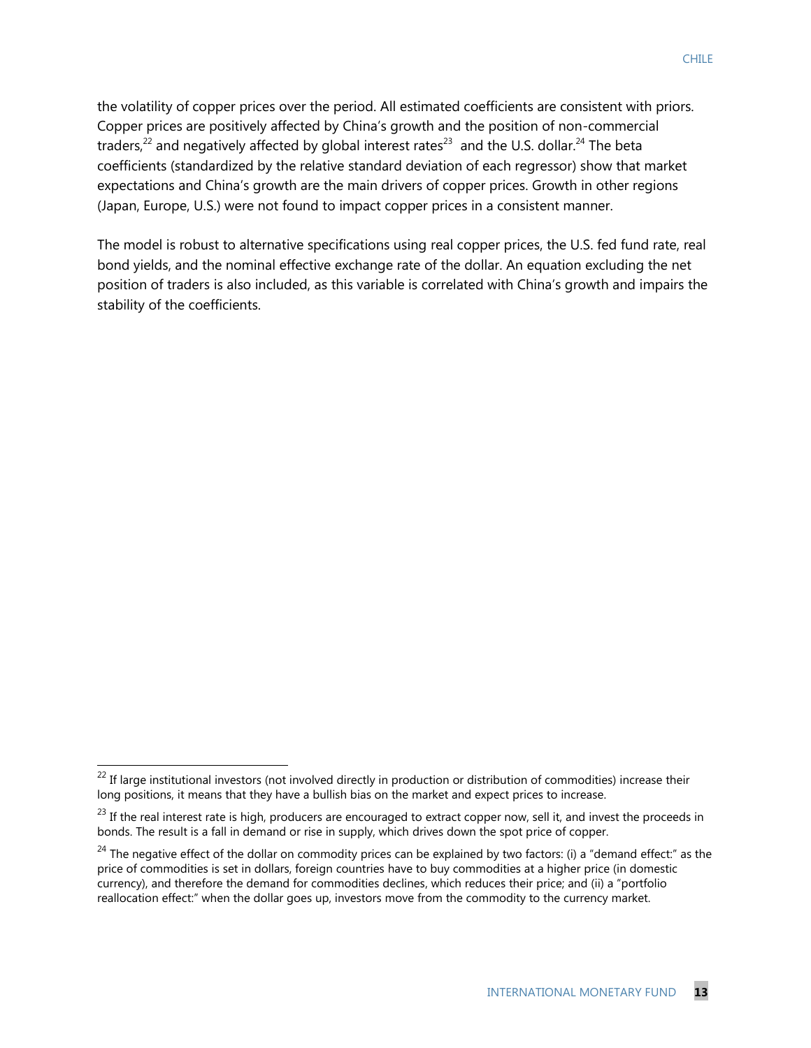the volatility of copper prices over the period. All estimated coefficients are consistent with priors. Copper prices are positively affected by China's growth and the position of non-commercial traders,[22] and negatively affected by global interest rates[23] and the U.S. dollar.[24] The beta coefficients (standardized by the relative standard deviation of each regressor) show that market expectations and China's growth are the main drivers of copper prices. Growth in other regions (Japan, Europe, U.S.) were not found to impact copper prices in a consistent manner.

The model is robust to alternative specifications using real copper prices, the U.S. fed fund rate, real bond yields, and the nominal effective exchange rate of the dollar. An equation excluding the net position of traders is also included, as this variable is correlated with China's growth and impairs the stability of the coefficients.

[22] If large institutional investors (not involved directly in production or distribution of commodities) increase their long positions, it means that they have a bullish bias on the market and expect prices to increase.

[23] If the real interest rate is high, producers are encouraged to extract copper now, sell it, and invest the proceeds in bonds. The result is a fall in demand or rise in supply, which drives down the spot price of copper.

[24] The negative effect of the dollar on commodity prices can be explained by two factors: (i) a "demand effect:" as the price of commodities is set in dollars, foreign countries have to buy commodities at a higher price (in domestic currency), and therefore the demand for commodities declines, which reduces their price; and (ii) a "portfolio reallocation effect:" when the dollar goes up, investors move from the commodity to the currency market.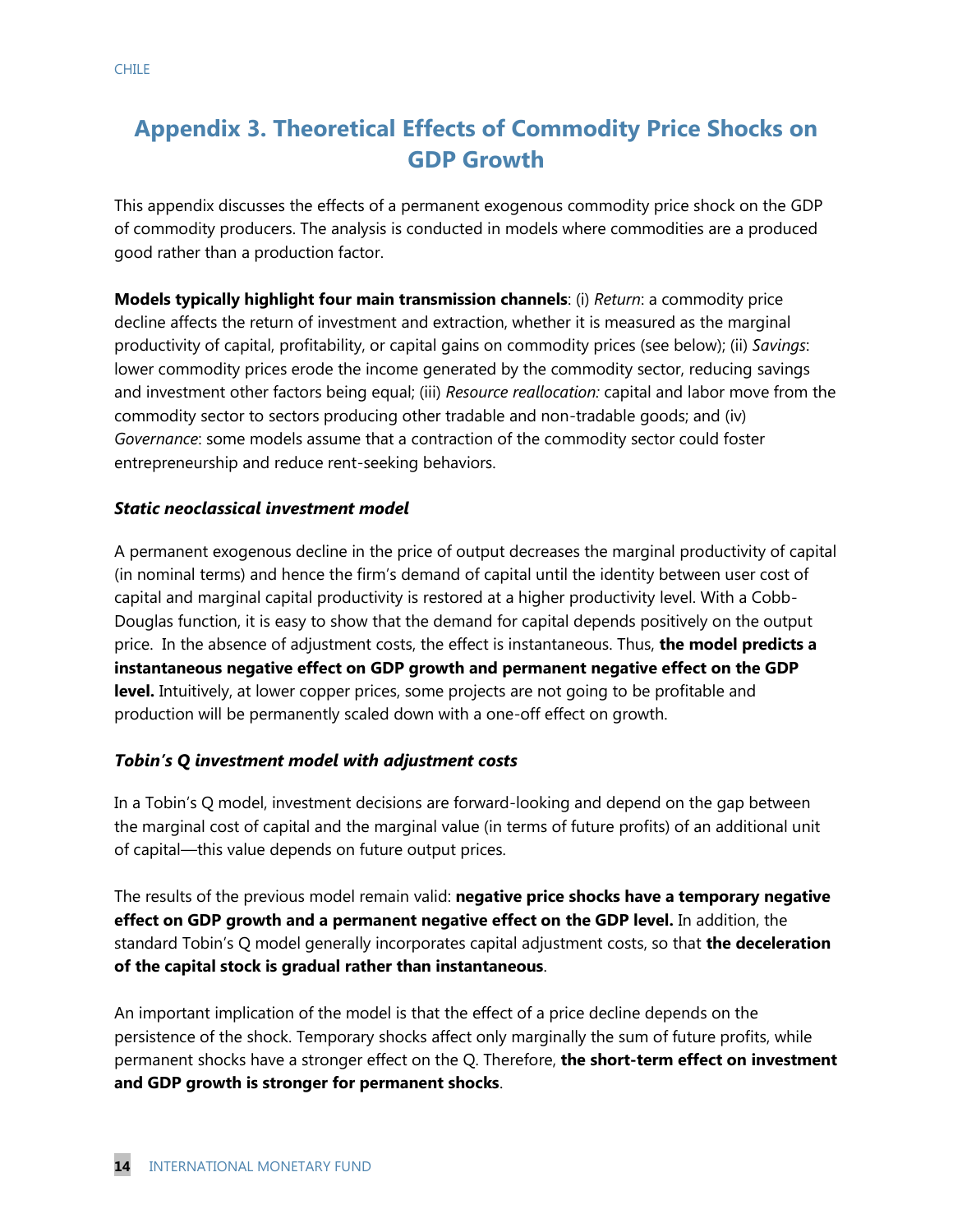# Appendix 3. Theoretical Effects of Commodity Price Shocks on GDP Growth

This appendix discusses the effects of a permanent exogenous commodity price shock on the GDP of commodity producers. The analysis is conducted in models where commodities are a produced good rather than a production factor.

**Models typically highlight four main transmission channels**: (i) *Return*: a commodity price decline affects the return of investment and extraction, whether it is measured as the marginal productivity of capital, profitability, or capital gains on commodity prices (see below); (ii) *Savings*: lower commodity prices erode the income generated by the commodity sector, reducing savings and investment other factors being equal; (iii) *Resource reallocation:* capital and labor move from the commodity sector to sectors producing other tradable and non-tradable goods; and (iv) *Governance*: some models assume that a contraction of the commodity sector could foster entrepreneurship and reduce rent-seeking behaviors.

### *Static neoclassical investment model*

A permanent exogenous decline in the price of output decreases the marginal productivity of capital (in nominal terms) and hence the firm's demand of capital until the identity between user cost of capital and marginal capital productivity is restored at a higher productivity level. With a Cobb-Douglas function, it is easy to show that the demand for capital depends positively on the output price. In the absence of adjustment costs, the effect is instantaneous. Thus, **the model predicts a instantaneous negative effect on GDP growth and permanent negative effect on the GDP level.** Intuitively, at lower copper prices, some projects are not going to be profitable and production will be permanently scaled down with a one-off effect on growth.

### *Tobin's Q investment model with adjustment costs*

In a Tobin's Q model, investment decisions are forward-looking and depend on the gap between the marginal cost of capital and the marginal value (in terms of future profits) of an additional unit of capital—this value depends on future output prices.

The results of the previous model remain valid: **negative price shocks have a temporary negative effect on GDP growth and a permanent negative effect on the GDP level.** In addition, the standard Tobin's Q model generally incorporates capital adjustment costs, so that **the deceleration of the capital stock is gradual rather than instantaneous**.

An important implication of the model is that the effect of a price decline depends on the persistence of the shock. Temporary shocks affect only marginally the sum of future profits, while permanent shocks have a stronger effect on the Q. Therefore, **the short-term effect on investment and GDP growth is stronger for permanent shocks**.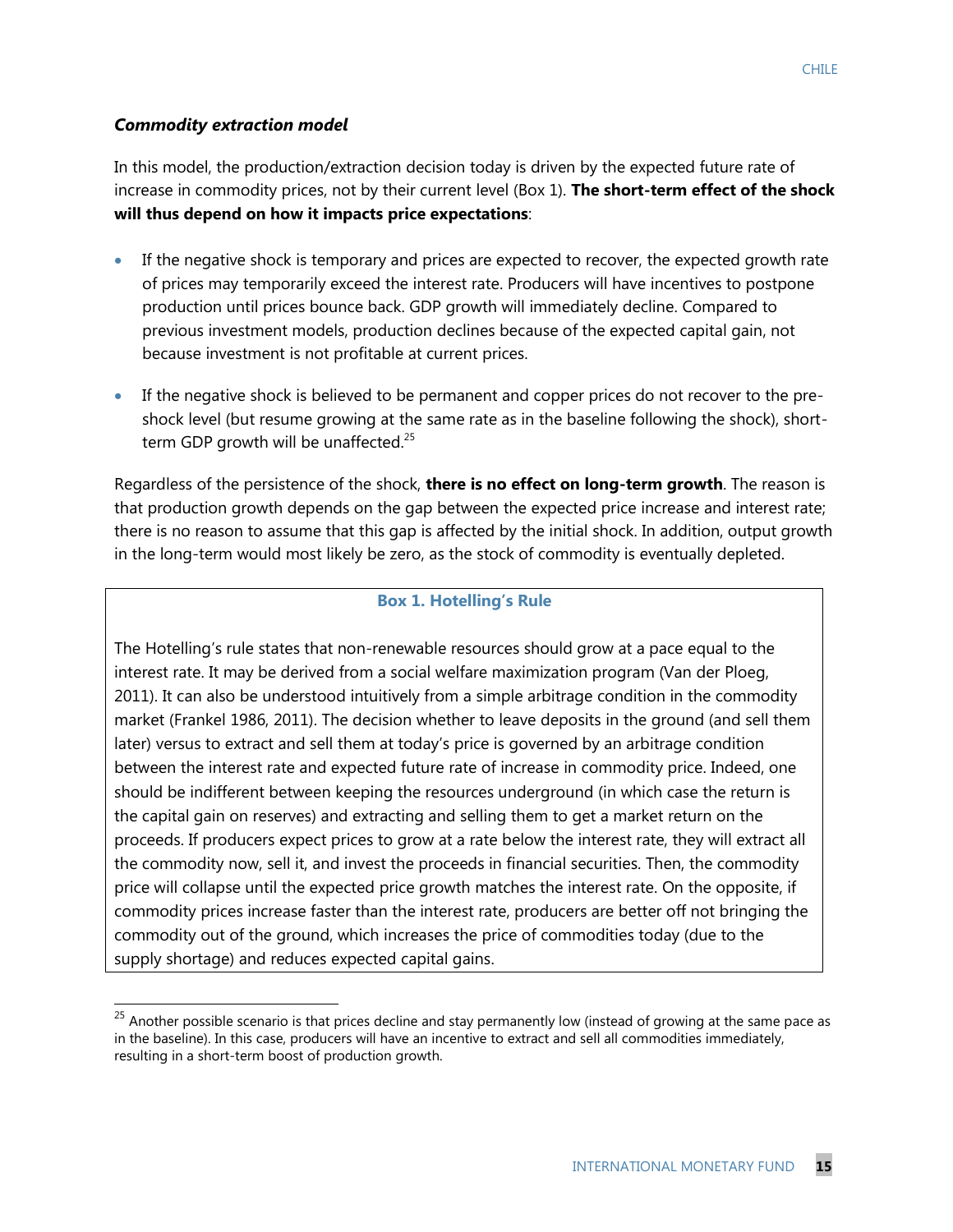### *Commodity extraction model*

In this model, the production/extraction decision today is driven by the expected future rate of increase in commodity prices, not by their current level (Box 1). **The short-term effect of the shock will thus depend on how it impacts price expectations**:

- If the negative shock is temporary and prices are expected to recover, the expected growth rate of prices may temporarily exceed the interest rate. Producers will have incentives to postpone production until prices bounce back. GDP growth will immediately decline. Compared to previous investment models, production declines because of the expected capital gain, not because investment is not profitable at current prices.
- If the negative shock is believed to be permanent and copper prices do not recover to the pre-shock level (but resume growing at the same rate as in the baseline following the shock), short-term GDP growth will be unaffected.[25]

Regardless of the persistence of the shock, **there is no effect on long-term growth**. The reason is that production growth depends on the gap between the expected price increase and interest rate; there is no reason to assume that this gap is affected by the initial shock. In addition, output growth in the long-term would most likely be zero, as the stock of commodity is eventually depleted.

**Box 1. Hotelling's Rule**

The Hotelling's rule states that non-renewable resources should grow at a pace equal to the interest rate. It may be derived from a social welfare maximization program (Van der Ploeg, 2011). It can also be understood intuitively from a simple arbitrage condition in the commodity market (Frankel 1986, 2011). The decision whether to leave deposits in the ground (and sell them later) versus to extract and sell them at today's price is governed by an arbitrage condition between the interest rate and expected future rate of increase in commodity price. Indeed, one should be indifferent between keeping the resources underground (in which case the return is the capital gain on reserves) and extracting and selling them to get a market return on the proceeds. If producers expect prices to grow at a rate below the interest rate, they will extract all the commodity now, sell it, and invest the proceeds in financial securities. Then, the commodity price will collapse until the expected price growth matches the interest rate. On the opposite, if commodity prices increase faster than the interest rate, producers are better off not bringing the commodity out of the ground, which increases the price of commodities today (due to the supply shortage) and reduces expected capital gains.

[25] Another possible scenario is that prices decline and stay permanently low (instead of growing at the same pace as in the baseline). In this case, producers will have an incentive to extract and sell all commodities immediately, resulting in a short-term boost of production growth.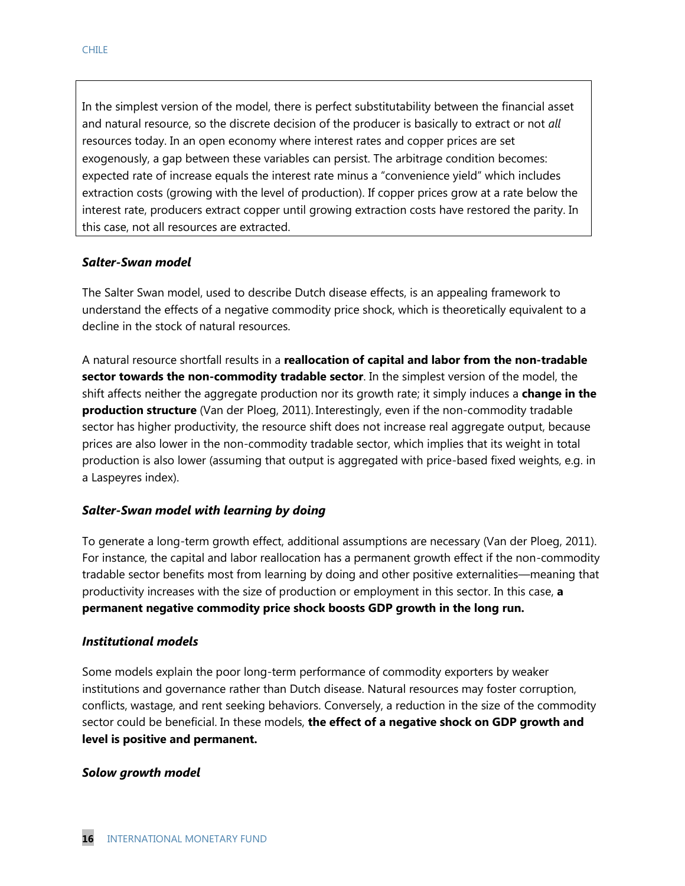In the simplest version of the model, there is perfect substitutability between the financial asset and natural resource, so the discrete decision of the producer is basically to extract or not *all* resources today. In an open economy where interest rates and copper prices are set exogenously, a gap between these variables can persist. The arbitrage condition becomes: expected rate of increase equals the interest rate minus a "convenience yield" which includes extraction costs (growing with the level of production). If copper prices grow at a rate below the interest rate, producers extract copper until growing extraction costs have restored the parity. In this case, not all resources are extracted.

### *Salter-Swan model*

The Salter Swan model, used to describe Dutch disease effects, is an appealing framework to understand the effects of a negative commodity price shock, which is theoretically equivalent to a decline in the stock of natural resources.

A natural resource shortfall results in a **reallocation of capital and labor from the non-tradable sector towards the non-commodity tradable sector**. In the simplest version of the model, the shift affects neither the aggregate production nor its growth rate; it simply induces a **change in the production structure** (Van der Ploeg, 2011). Interestingly, even if the non-commodity tradable sector has higher productivity, the resource shift does not increase real aggregate output, because prices are also lower in the non-commodity tradable sector, which implies that its weight in total production is also lower (assuming that output is aggregated with price-based fixed weights, e.g. in a Laspeyres index).

### *Salter-Swan model with learning by doing*

To generate a long-term growth effect, additional assumptions are necessary (Van der Ploeg, 2011). For instance, the capital and labor reallocation has a permanent growth effect if the non-commodity tradable sector benefits most from learning by doing and other positive externalities—meaning that productivity increases with the size of production or employment in this sector. In this case, **a permanent negative commodity price shock boosts GDP growth in the long run.**

### *Institutional models*

Some models explain the poor long-term performance of commodity exporters by weaker institutions and governance rather than Dutch disease. Natural resources may foster corruption, conflicts, wastage, and rent seeking behaviors. Conversely, a reduction in the size of the commodity sector could be beneficial. In these models, **the effect of a negative shock on GDP growth and level is positive and permanent.**

### *Solow growth model*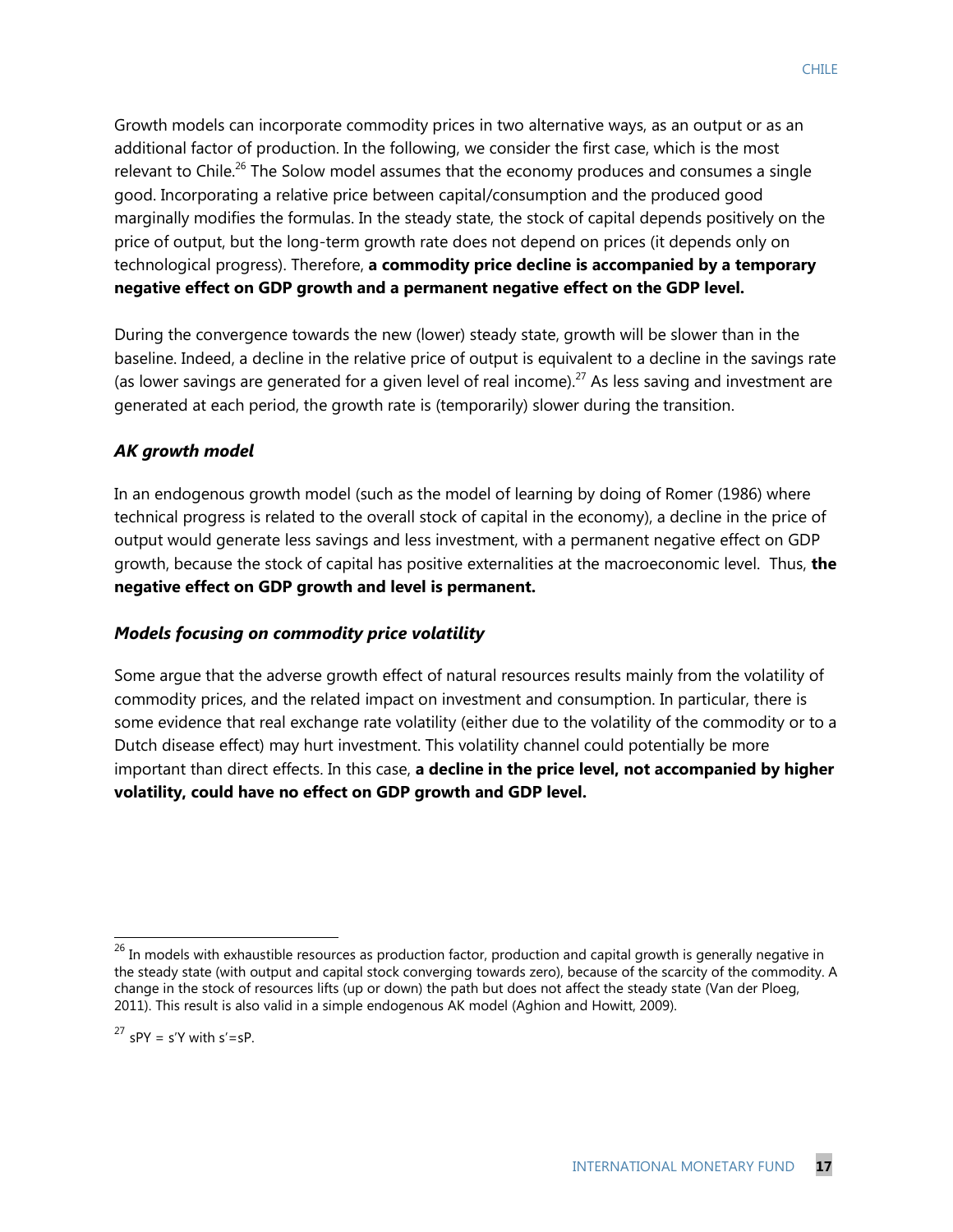Growth models can incorporate commodity prices in two alternative ways, as an output or as an additional factor of production. In the following, we consider the first case, which is the most relevant to Chile.[26] The Solow model assumes that the economy produces and consumes a single good. Incorporating a relative price between capital/consumption and the produced good marginally modifies the formulas. In the steady state, the stock of capital depends positively on the price of output, but the long-term growth rate does not depend on prices (it depends only on technological progress). Therefore, **a commodity price decline is accompanied by a temporary negative effect on GDP growth and a permanent negative effect on the GDP level.**

During the convergence towards the new (lower) steady state, growth will be slower than in the baseline. Indeed, a decline in the relative price of output is equivalent to a decline in the savings rate (as lower savings are generated for a given level of real income).[27] As less saving and investment are generated at each period, the growth rate is (temporarily) slower during the transition.

### *AK growth model*

In an endogenous growth model (such as the model of learning by doing of Romer (1986) where technical progress is related to the overall stock of capital in the economy), a decline in the price of output would generate less savings and less investment, with a permanent negative effect on GDP growth, because the stock of capital has positive externalities at the macroeconomic level. Thus, **the negative effect on GDP growth and level is permanent.**

### *Models focusing on commodity price volatility*

Some argue that the adverse growth effect of natural resources results mainly from the volatility of commodity prices, and the related impact on investment and consumption. In particular, there is some evidence that real exchange rate volatility (either due to the volatility of the commodity or to a Dutch disease effect) may hurt investment. This volatility channel could potentially be more important than direct effects. In this case, **a decline in the price level, not accompanied by higher volatility, could have no effect on GDP growth and GDP level.**

---

[26] In models with exhaustible resources as production factor, production and capital growth is generally negative in the steady state (with output and capital stock converging towards zero), because of the scarcity of the commodity. A change in the stock of resources lifts (up or down) the path but does not affect the steady state (Van der Ploeg, 2011). This result is also valid in a simple endogenous AK model (Aghion and Howitt, 2009).

[27] $sPY = s'Y$ with $s'=sP$.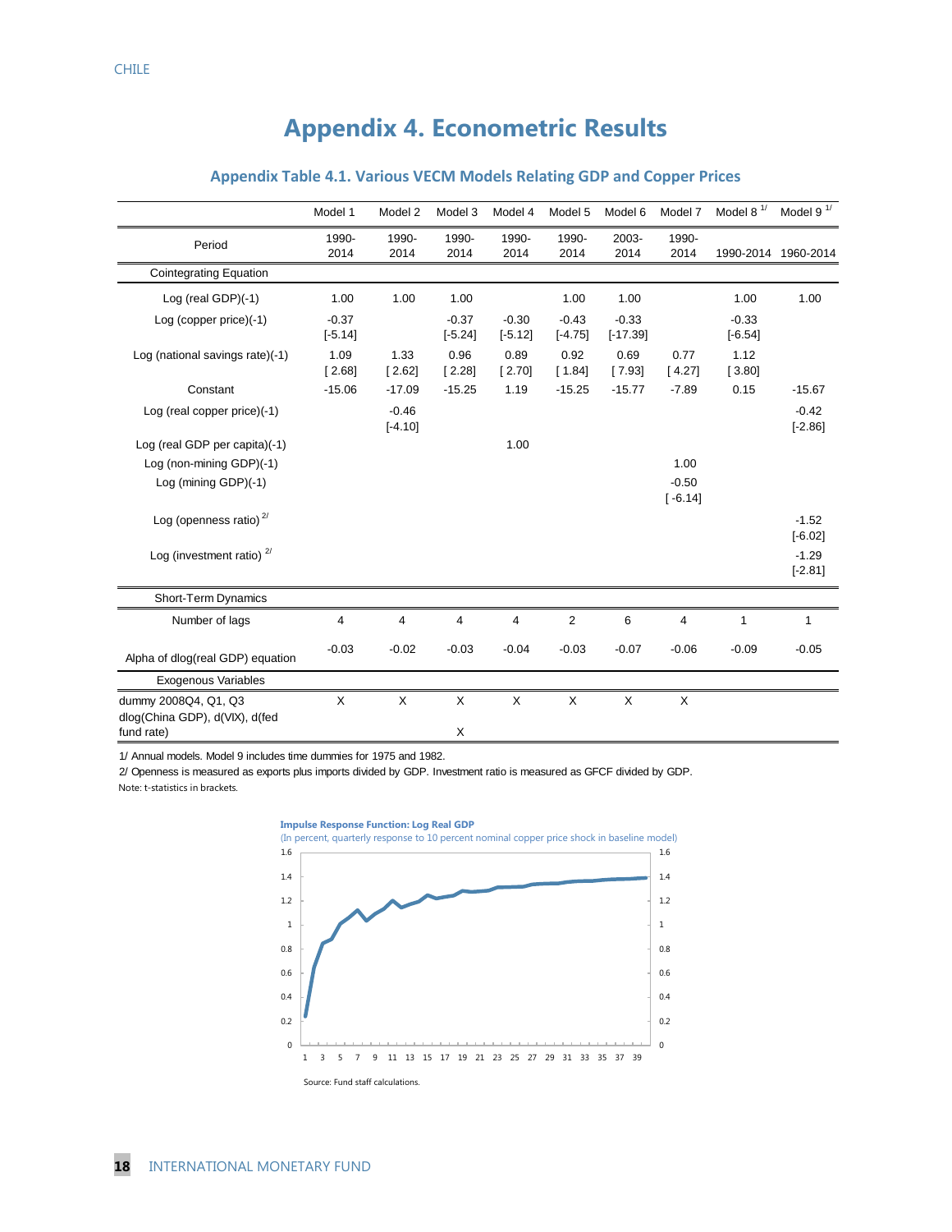# Appendix 4. Econometric Results

## Appendix Table 4.1. Various VECM Models Relating GDP and Copper Prices

| | Model 1 | Model 2 | Model 3 | Model 4 | Model 5 | Model 6 | Model 7 | Model 8 [1/] | Model 9 [1/] |
|---|---|---|---|---|---|---|---|---|---|
| Period | 1990-2014 | 1990-2014 | 1990-2014 | 1990-2014 | 1990-2014 | 2003-2014 | 1990-2014 | 1990-2014 | 1960-2014 |
| **Cointegrating Equation** | | | | | | | | | |
| Log (real GDP)(-1) | 1.00 | 1.00 | 1.00 | | 1.00 | 1.00 | | 1.00 | 1.00 |
| Log (copper price)(-1) | -0.37 [-5.14] | | -0.37 [-5.24] | -0.30 [-5.12] | -0.43 [-4.75] | -0.33 [-17.39] | | -0.33 [-6.54] | |
| Log (national savings rate)(-1) | 1.09 [ 2.68] | 1.33 [ 2.62] | 0.96 [ 2.28] | 0.89 [ 2.70] | 0.92 [ 1.84] | 0.69 [ 7.93] | 0.77 [ 4.27] | 1.12 [ 3.80] | |
| Constant | -15.06 | -17.09 | -15.25 | 1.19 | -15.25 | -15.77 | -7.89 | 0.15 | -15.67 |
| Log (real copper price)(-1) | | -0.46 [-4.10] | | | | | | | -0.42 [-2.86] |
| Log (real GDP per capita)(-1) | | | | 1.00 | | | | | |
| Log (non-mining GDP)(-1) | | | | | | | 1.00 | | |
| Log (mining GDP)(-1) | | | | | | | -0.50 [ -6.14] | | |
| Log (openness ratio) [2/] | | | | | | | | | -1.52 [-6.02] |
| Log (investment ratio) [2/] | | | | | | | | | -1.29 [-2.81] |
| **Short-Term Dynamics** | | | | | | | | | |
| Number of lags | 4 | 4 | 4 | 4 | 2 | 6 | 4 | 1 | 1 |
| Alpha of dlog(real GDP) equation | -0.03 | -0.02 | -0.03 | -0.04 | -0.03 | -0.07 | -0.06 | -0.09 | -0.05 |
| **Exogenous Variables** | | | | | | | | | |
| dummy 2008Q4, Q1, Q3 | X | X | X | X | X | X | X | | |
| dlog(China GDP), d(VIX), d(fed fund rate) | | | X | | | | | | |

1/ Annual models. Model 9 includes time dummies for 1975 and 1982.

2/ Openness is measured as exports plus imports divided by GDP. Investment ratio is measured as GFCF divided by GDP.

Note: t-statistics in brackets.

**Impulse Response Function: Log Real GDP**

(In percent, quarterly response to 10 percent nominal copper price shock in baseline model)

Source: Fund staff calculations.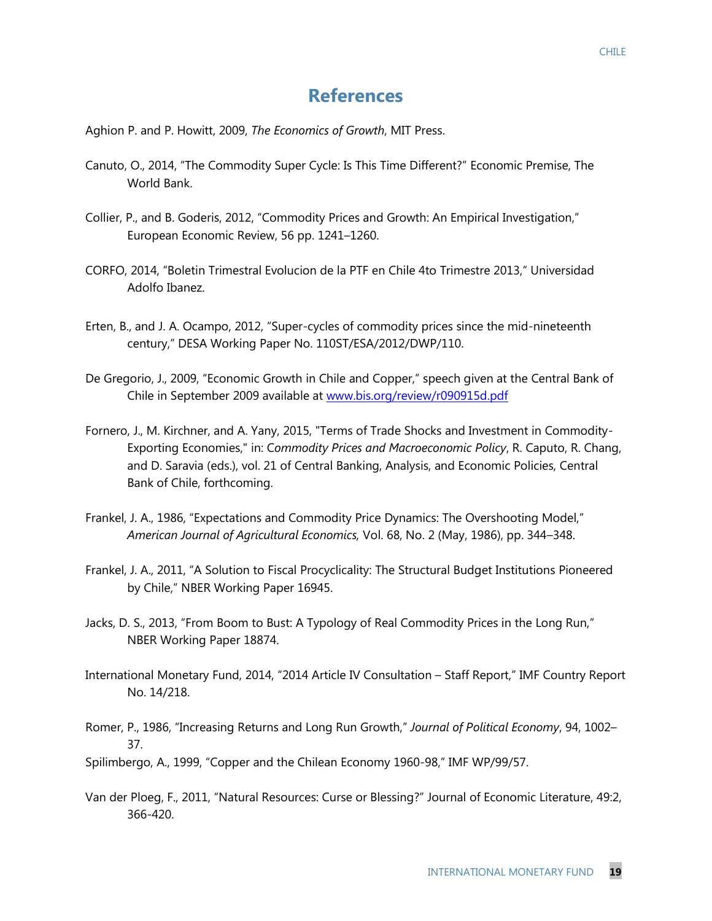# References

Aghion P. and P. Howitt, 2009, *The Economics of Growth*, MIT Press.

Canuto, O., 2014, "The Commodity Super Cycle: Is This Time Different?" Economic Premise, The World Bank.

Collier, P., and B. Goderis, 2012, "Commodity Prices and Growth: An Empirical Investigation," European Economic Review, 56 pp. 1241–1260.

CORFO, 2014, "Boletin Trimestral Evolucion de la PTF en Chile 4to Trimestre 2013," Universidad Adolfo Ibanez.

Erten, B., and J. A. Ocampo, 2012, "Super-cycles of commodity prices since the mid-nineteenth century," DESA Working Paper No. 110ST/ESA/2012/DWP/110.

De Gregorio, J., 2009, "Economic Growth in Chile and Copper," speech given at the Central Bank of Chile in September 2009 available at www.bis.org/review/r090915d.pdf

Fornero, J., M. Kirchner, and A. Yany, 2015, "Terms of Trade Shocks and Investment in Commodity-Exporting Economies," in: C*ommodity Prices and Macroeconomic Policy*, R. Caputo, R. Chang, and D. Saravia (eds.), vol. 21 of Central Banking, Analysis, and Economic Policies, Central Bank of Chile, forthcoming.

Frankel, J. A., 1986, "Expectations and Commodity Price Dynamics: The Overshooting Model," *American Journal of Agricultural Economics,* Vol. 68, No. 2 (May, 1986), pp. 344–348.

Frankel, J. A., 2011, "A Solution to Fiscal Procyclicality: The Structural Budget Institutions Pioneered by Chile," NBER Working Paper 16945.

Jacks, D. S., 2013, "From Boom to Bust: A Typology of Real Commodity Prices in the Long Run," NBER Working Paper 18874.

International Monetary Fund, 2014, "2014 Article IV Consultation – Staff Report," IMF Country Report No. 14/218.

Romer, P., 1986, "Increasing Returns and Long Run Growth," *Journal of Political Economy*, 94, 1002–37.

Spilimbergo, A., 1999, "Copper and the Chilean Economy 1960-98," IMF WP/99/57.

Van der Ploeg, F., 2011, "Natural Resources: Curse or Blessing?" Journal of Economic Literature, 49:2, 366-420.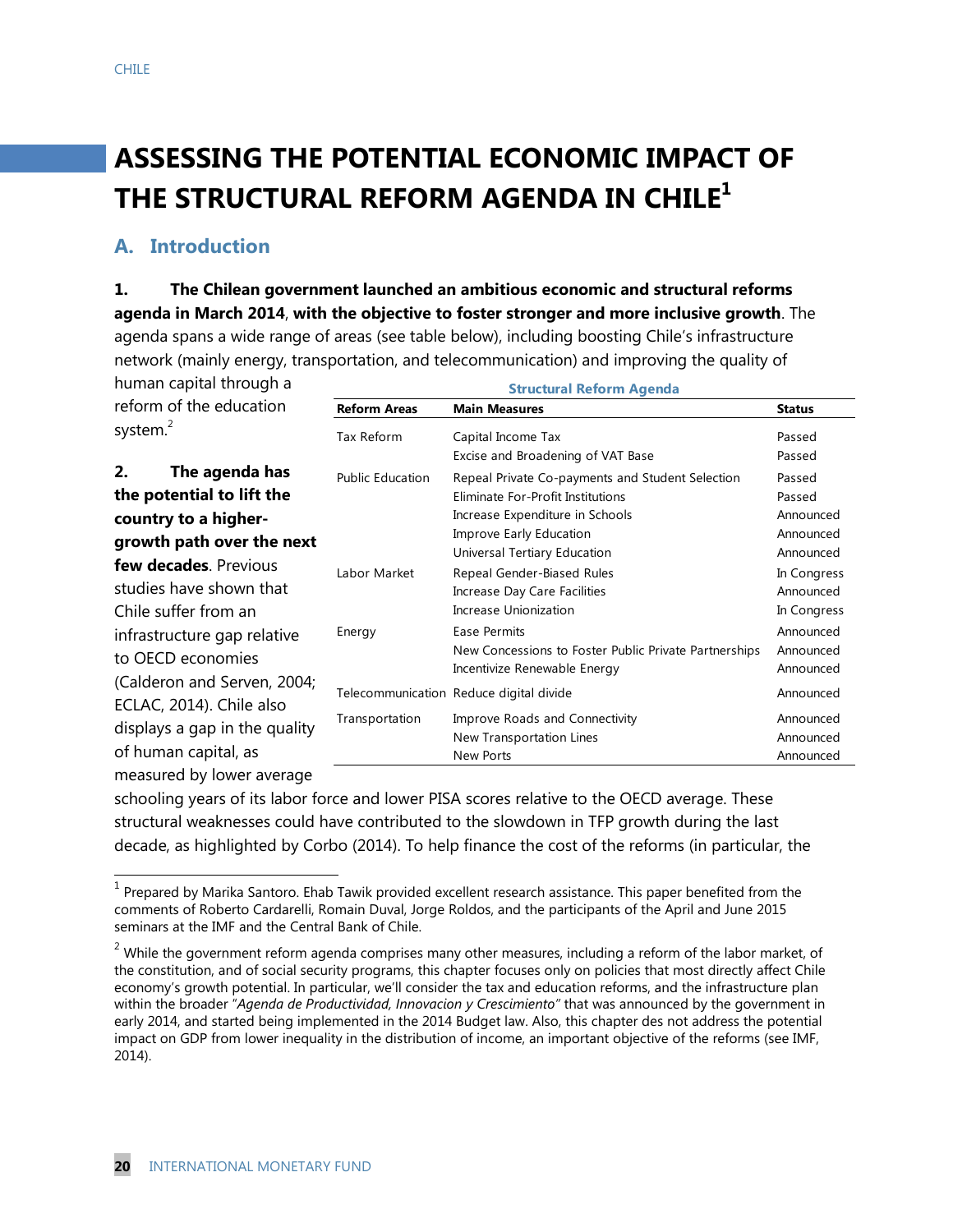# ASSESSING THE POTENTIAL ECONOMIC IMPACT OF THE STRUCTURAL REFORM AGENDA IN CHILE[1]

## A. Introduction

**1. The Chilean government launched an ambitious economic and structural reforms agenda in March 2014, with the objective to foster stronger and more inclusive growth**. The agenda spans a wide range of areas (see table below), including boosting Chile's infrastructure network (mainly energy, transportation, and telecommunication) and improving the quality of human capital through a reform of the education system.[2]

**Structural Reform Agenda**

| Reform Areas | Main Measures | Status |
|---|---|---|
| Tax Reform | Capital Income Tax | Passed |
| | Excise and Broadening of VAT Base | Passed |
| Public Education | Repeal Private Co-payments and Student Selection | Passed |
| | Eliminate For-Profit Institutions | Passed |
| | Increase Expenditure in Schools | Announced |
| | Improve Early Education | Announced |
| | Universal Tertiary Education | Announced |
| Labor Market | Repeal Gender-Biased Rules | In Congress |
| | Increase Day Care Facilities | Announced |
| | Increase Unionization | In Congress |
| Energy | Ease Permits | Announced |
| | New Concessions to Foster Public Private Partnerships | Announced |
| | Incentivize Renewable Energy | Announced |
| Telecommunication | Reduce digital divide | Announced |
| Transportation | Improve Roads and Connectivity | Announced |
| | New Transportation Lines | Announced |
| | New Ports | Announced |

**2. The agenda has the potential to lift the country to a higher-growth path over the next few decades**. Previous studies have shown that Chile suffer from an infrastructure gap relative to OECD economies (Calderon and Serven, 2004; ECLAC, 2014). Chile also displays a gap in the quality of human capital, as measured by lower average schooling years of its labor force and lower PISA scores relative to the OECD average. These structural weaknesses could have contributed to the slowdown in TFP growth during the last decade, as highlighted by Corbo (2014). To help finance the cost of the reforms (in particular, the

---

[1] Prepared by Marika Santoro. Ehab Tawik provided excellent research assistance. This paper benefited from the comments of Roberto Cardarelli, Romain Duval, Jorge Roldos, and the participants of the April and June 2015 seminars at the IMF and the Central Bank of Chile.

[2] While the government reform agenda comprises many other measures, including a reform of the labor market, of the constitution, and of social security programs, this chapter focuses only on policies that most directly affect Chile economy's growth potential. In particular, we'll consider the tax and education reforms, and the infrastructure plan within the broader "*Agenda de Productividad, Innovacion y Crescimiento*" that was announced by the government in early 2014, and started being implemented in the 2014 Budget law. Also, this chapter des not address the potential impact on GDP from lower inequality in the distribution of income, an important objective of the reforms (see IMF, 2014).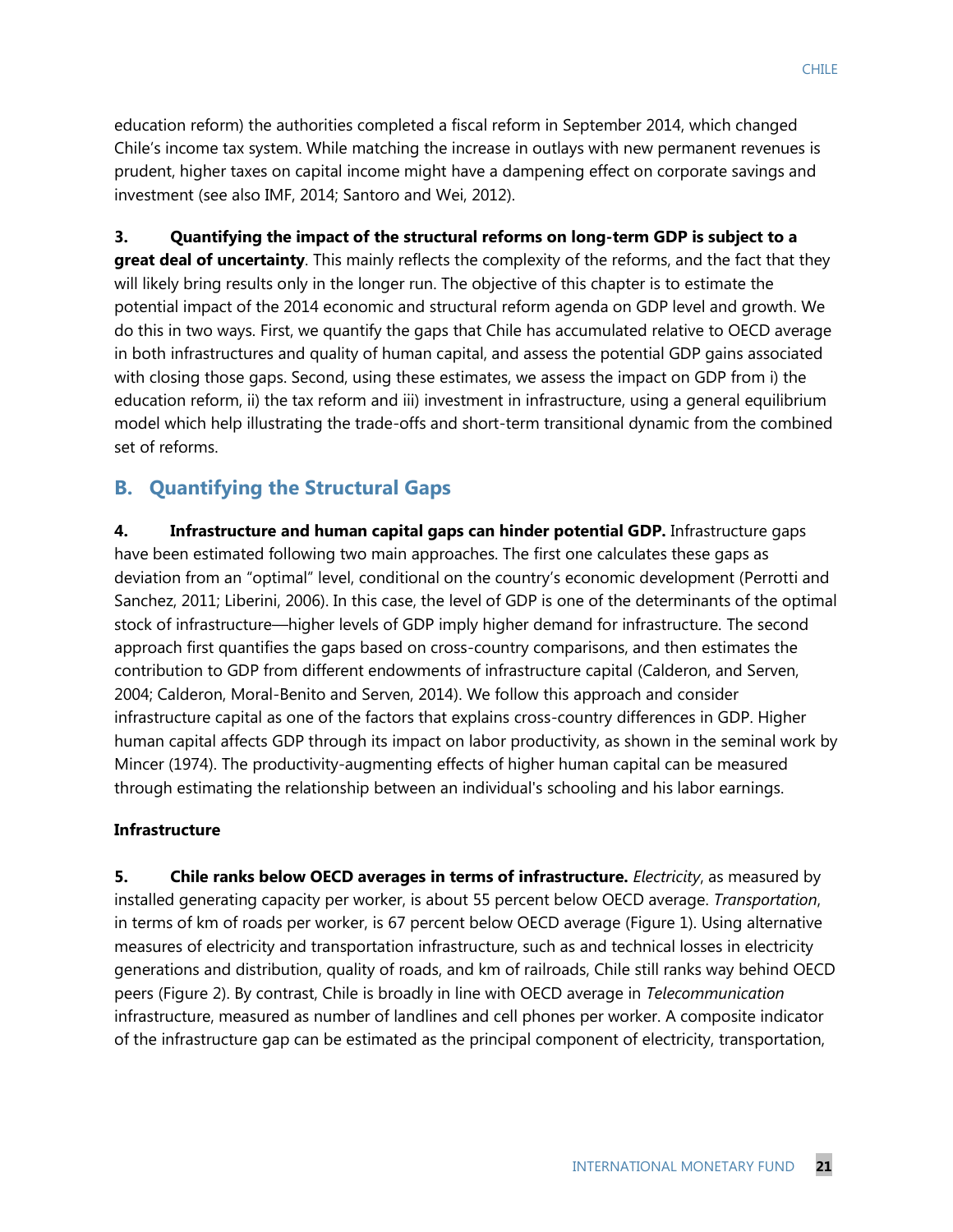education reform) the authorities completed a fiscal reform in September 2014, which changed Chile's income tax system. While matching the increase in outlays with new permanent revenues is prudent, higher taxes on capital income might have a dampening effect on corporate savings and investment (see also IMF, 2014; Santoro and Wei, 2012).

**3. Quantifying the impact of the structural reforms on long-term GDP is subject to a great deal of uncertainty**. This mainly reflects the complexity of the reforms, and the fact that they will likely bring results only in the longer run. The objective of this chapter is to estimate the potential impact of the 2014 economic and structural reform agenda on GDP level and growth. We do this in two ways. First, we quantify the gaps that Chile has accumulated relative to OECD average in both infrastructures and quality of human capital, and assess the potential GDP gains associated with closing those gaps. Second, using these estimates, we assess the impact on GDP from i) the education reform, ii) the tax reform and iii) investment in infrastructure, using a general equilibrium model which help illustrating the trade-offs and short-term transitional dynamic from the combined set of reforms.

## B. Quantifying the Structural Gaps

**4. Infrastructure and human capital gaps can hinder potential GDP.** Infrastructure gaps have been estimated following two main approaches. The first one calculates these gaps as deviation from an "optimal" level, conditional on the country's economic development (Perrotti and Sanchez, 2011; Liberini, 2006). In this case, the level of GDP is one of the determinants of the optimal stock of infrastructure—higher levels of GDP imply higher demand for infrastructure. The second approach first quantifies the gaps based on cross-country comparisons, and then estimates the contribution to GDP from different endowments of infrastructure capital (Calderon, and Serven, 2004; Calderon, Moral-Benito and Serven, 2014). We follow this approach and consider infrastructure capital as one of the factors that explains cross-country differences in GDP. Higher human capital affects GDP through its impact on labor productivity, as shown in the seminal work by Mincer (1974). The productivity-augmenting effects of higher human capital can be measured through estimating the relationship between an individual's schooling and his labor earnings.

### Infrastructure

**5. Chile ranks below OECD averages in terms of infrastructure.** *Electricity*, as measured by installed generating capacity per worker, is about 55 percent below OECD average. *Transportation*, in terms of km of roads per worker, is 67 percent below OECD average (Figure 1). Using alternative measures of electricity and transportation infrastructure, such as and technical losses in electricity generations and distribution, quality of roads, and km of railroads, Chile still ranks way behind OECD peers (Figure 2). By contrast, Chile is broadly in line with OECD average in *Telecommunication* infrastructure, measured as number of landlines and cell phones per worker. A composite indicator of the infrastructure gap can be estimated as the principal component of electricity, transportation,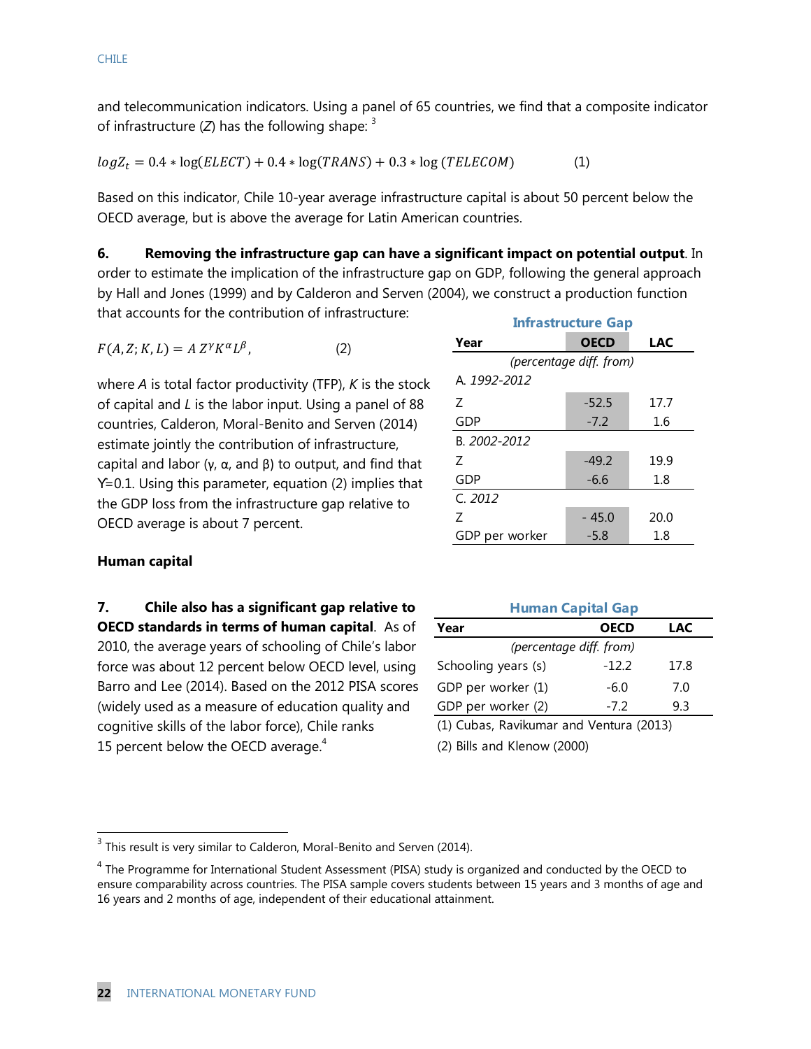and telecommunication indicators. Using a panel of 65 countries, we find that a composite indicator of infrastructure ($Z$) has the following shape: [3]

$$logZ_t = 0.4 * \log(ELECT) + 0.4 * \log(TRANS) + 0.3 * \log(TELECOM) \qquad (1)$$

Based on this indicator, Chile 10-year average infrastructure capital is about 50 percent below the OECD average, but is above the average for Latin American countries.

**6. Removing the infrastructure gap can have a significant impact on potential output**. In order to estimate the implication of the infrastructure gap on GDP, following the general approach by Hall and Jones (1999) and by Calderon and Serven (2004), we construct a production function that accounts for the contribution of infrastructure:

$$F(A, Z; K, L) = A\, Z^{\gamma} K^{\alpha} L^{\beta}, \qquad (2)$$

where $A$ is total factor productivity (TFP), $K$ is the stock of capital and $L$ is the labor input. Using a panel of 88 countries, Calderon, Moral-Benito and Serven (2014) estimate jointly the contribution of infrastructure, capital and labor ($\gamma$, $\alpha$, and $\beta$) to output, and find that $\Upsilon$=0.1. Using this parameter, equation (2) implies that the GDP loss from the infrastructure gap relative to OECD average is about 7 percent.

**Infrastructure Gap**

| Year | OECD | LAC |
|---|---|---|
| | *(percentage diff. from)* | |
| A. *1992-2012* | | |
| Z | -52.5 | 17.7 |
| GDP | -7.2 | 1.6 |
| B. *2002-2012* | | |
| Z | -49.2 | 19.9 |
| GDP | -6.6 | 1.8 |
| C. *2012* | | |
| Z | - 45.0 | 20.0 |
| GDP per worker | -5.8 | 1.8 |

### Human capital

**7. Chile also has a significant gap relative to OECD standards in terms of human capital**. As of 2010, the average years of schooling of Chile's labor force was about 12 percent below OECD level, using Barro and Lee (2014). Based on the 2012 PISA scores (widely used as a measure of education quality and cognitive skills of the labor force), Chile ranks 15 percent below the OECD average.[4]

**Human Capital Gap**

| Year | OECD | LAC |
|---|---|---|
| | *(percentage diff. from)* | |
| Schooling years (s) | -12.2 | 17.8 |
| GDP per worker (1) | -6.0 | 7.0 |
| GDP per worker (2) | -7.2 | 9.3 |

(1) Cubas, Ravikumar and Ventura (2013)

(2) Bills and Klenow (2000)

[3] This result is very similar to Calderon, Moral-Benito and Serven (2014).

[4] The Programme for International Student Assessment (PISA) study is organized and conducted by the OECD to ensure comparability across countries. The PISA sample covers students between 15 years and 3 months of age and 16 years and 2 months of age, independent of their educational attainment.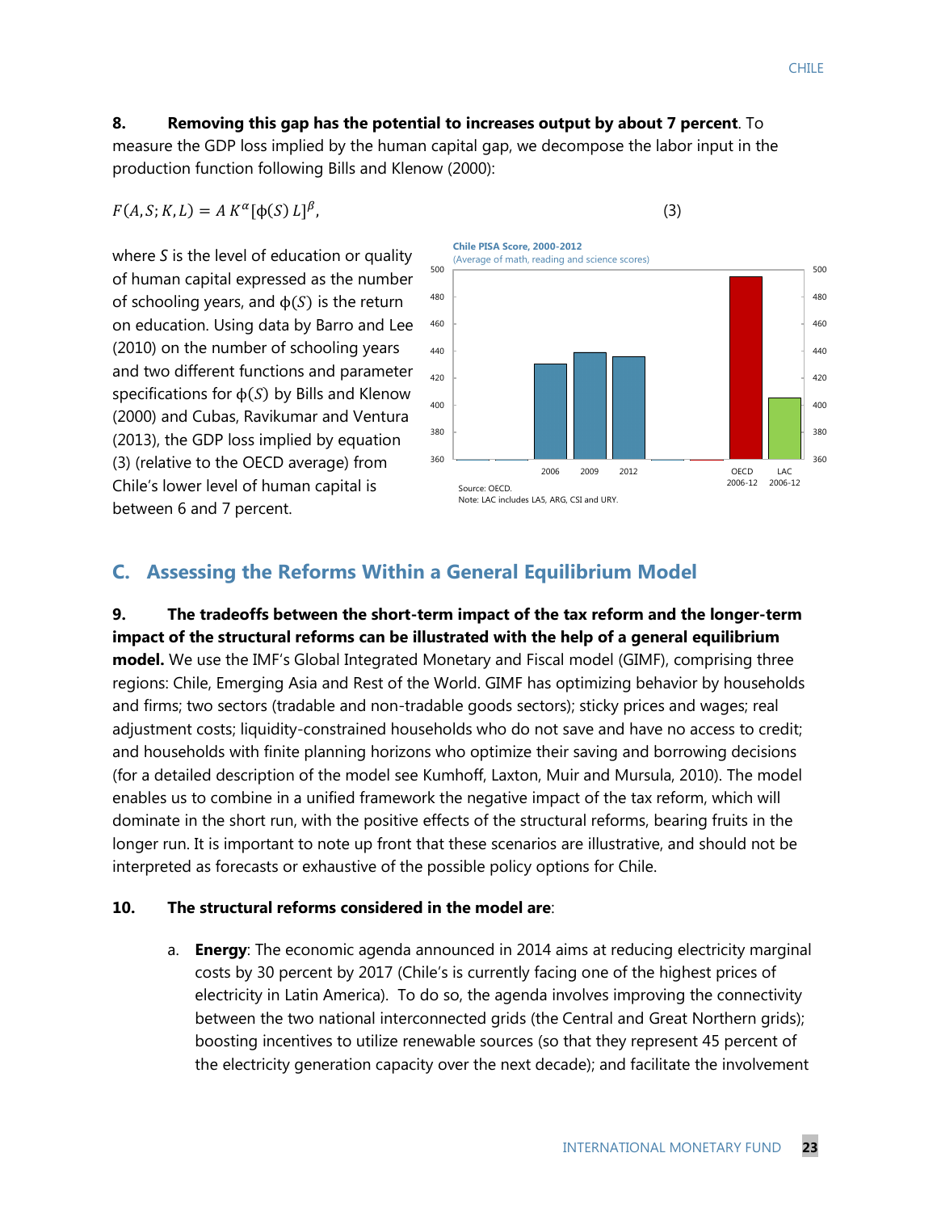**8. Removing this gap has the potential to increases output by about 7 percent**. To measure the GDP loss implied by the human capital gap, we decompose the labor input in the production function following Bills and Klenow (2000):

$$F(A,S;K,L) = A\,K^{\alpha}[\phi(S)\,L]^{\beta}, \tag{3}$$

where $S$ is the level of education or quality of human capital expressed as the number of schooling years, and $\phi(S)$ is the return on education. Using data by Barro and Lee (2010) on the number of schooling years and two different functions and parameter specifications for $\phi(S)$ by Bills and Klenow (2000) and Cubas, Ravikumar and Ventura (2013), the GDP loss implied by equation (3) (relative to the OECD average) from Chile's lower level of human capital is between 6 and 7 percent.

**Chile PISA Score, 2000-2012**
(Average of math, reading and science scores)

Source: OECD.
Note: LAC includes LA5, ARG, CSI and URY.

## C. Assessing the Reforms Within a General Equilibrium Model

**9. The tradeoffs between the short-term impact of the tax reform and the longer-term impact of the structural reforms can be illustrated with the help of a general equilibrium model.** We use the IMF's Global Integrated Monetary and Fiscal model (GIMF), comprising three regions: Chile, Emerging Asia and Rest of the World. GIMF has optimizing behavior by households and firms; two sectors (tradable and non-tradable goods sectors); sticky prices and wages; real adjustment costs; liquidity-constrained households who do not save and have no access to credit; and households with finite planning horizons who optimize their saving and borrowing decisions (for a detailed description of the model see Kumhoff, Laxton, Muir and Mursula, 2010). The model enables us to combine in a unified framework the negative impact of the tax reform, which will dominate in the short run, with the positive effects of the structural reforms, bearing fruits in the longer run. It is important to note up front that these scenarios are illustrative, and should not be interpreted as forecasts or exhaustive of the possible policy options for Chile.

**10. The structural reforms considered in the model are**:

a. **Energy**: The economic agenda announced in 2014 aims at reducing electricity marginal costs by 30 percent by 2017 (Chile's is currently facing one of the highest prices of electricity in Latin America). To do so, the agenda involves improving the connectivity between the two national interconnected grids (the Central and Great Northern grids); boosting incentives to utilize renewable sources (so that they represent 45 percent of the electricity generation capacity over the next decade); and facilitate the involvement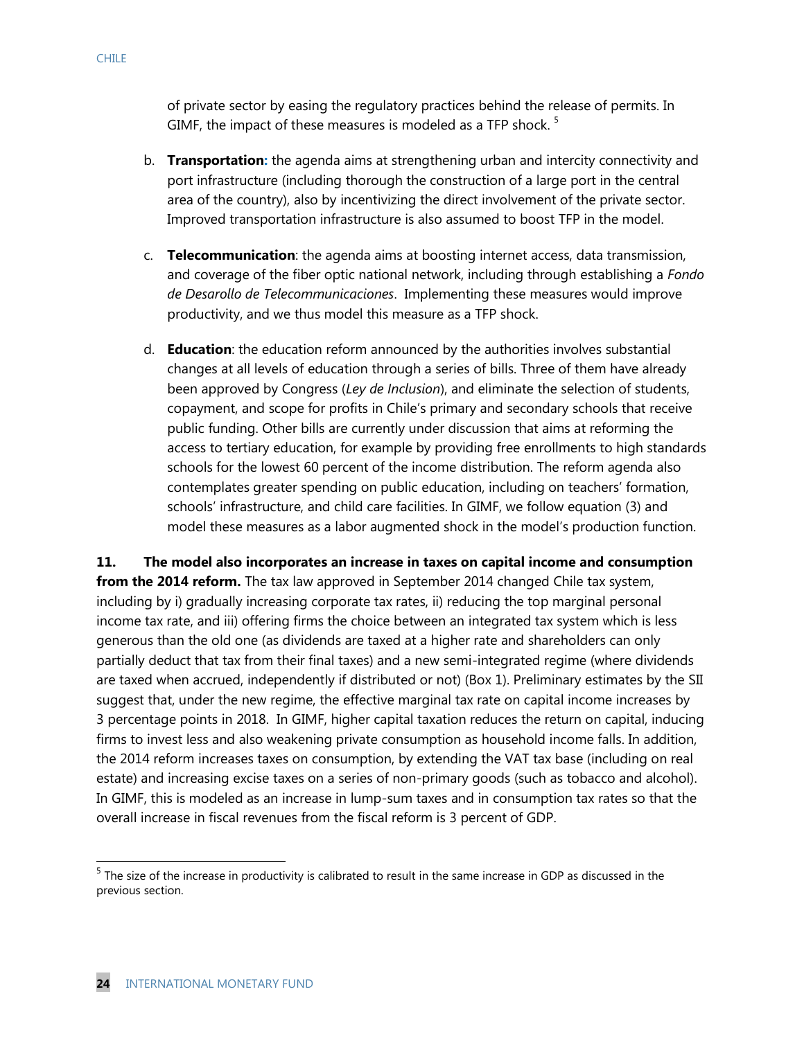of private sector by easing the regulatory practices behind the release of permits. In GIMF, the impact of these measures is modeled as a TFP shock. [5]

b. **Transportation:** the agenda aims at strengthening urban and intercity connectivity and port infrastructure (including thorough the construction of a large port in the central area of the country), also by incentivizing the direct involvement of the private sector. Improved transportation infrastructure is also assumed to boost TFP in the model.

c. **Telecommunication**: the agenda aims at boosting internet access, data transmission, and coverage of the fiber optic national network, including through establishing a *Fondo de Desarollo de Telecommunicaciones*. Implementing these measures would improve productivity, and we thus model this measure as a TFP shock.

d. **Education**: the education reform announced by the authorities involves substantial changes at all levels of education through a series of bills. Three of them have already been approved by Congress (*Ley de Inclusion*), and eliminate the selection of students, copayment, and scope for profits in Chile's primary and secondary schools that receive public funding. Other bills are currently under discussion that aims at reforming the access to tertiary education, for example by providing free enrollments to high standards schools for the lowest 60 percent of the income distribution. The reform agenda also contemplates greater spending on public education, including on teachers' formation, schools' infrastructure, and child care facilities. In GIMF, we follow equation (3) and model these measures as a labor augmented shock in the model's production function.

**11. The model also incorporates an increase in taxes on capital income and consumption from the 2014 reform.** The tax law approved in September 2014 changed Chile tax system, including by i) gradually increasing corporate tax rates, ii) reducing the top marginal personal income tax rate, and iii) offering firms the choice between an integrated tax system which is less generous than the old one (as dividends are taxed at a higher rate and shareholders can only partially deduct that tax from their final taxes) and a new semi-integrated regime (where dividends are taxed when accrued, independently if distributed or not) (Box 1). Preliminary estimates by the SII suggest that, under the new regime, the effective marginal tax rate on capital income increases by 3 percentage points in 2018. In GIMF, higher capital taxation reduces the return on capital, inducing firms to invest less and also weakening private consumption as household income falls. In addition, the 2014 reform increases taxes on consumption, by extending the VAT tax base (including on real estate) and increasing excise taxes on a series of non-primary goods (such as tobacco and alcohol). In GIMF, this is modeled as an increase in lump-sum taxes and in consumption tax rates so that the overall increase in fiscal revenues from the fiscal reform is 3 percent of GDP.

[5] The size of the increase in productivity is calibrated to result in the same increase in GDP as discussed in the previous section.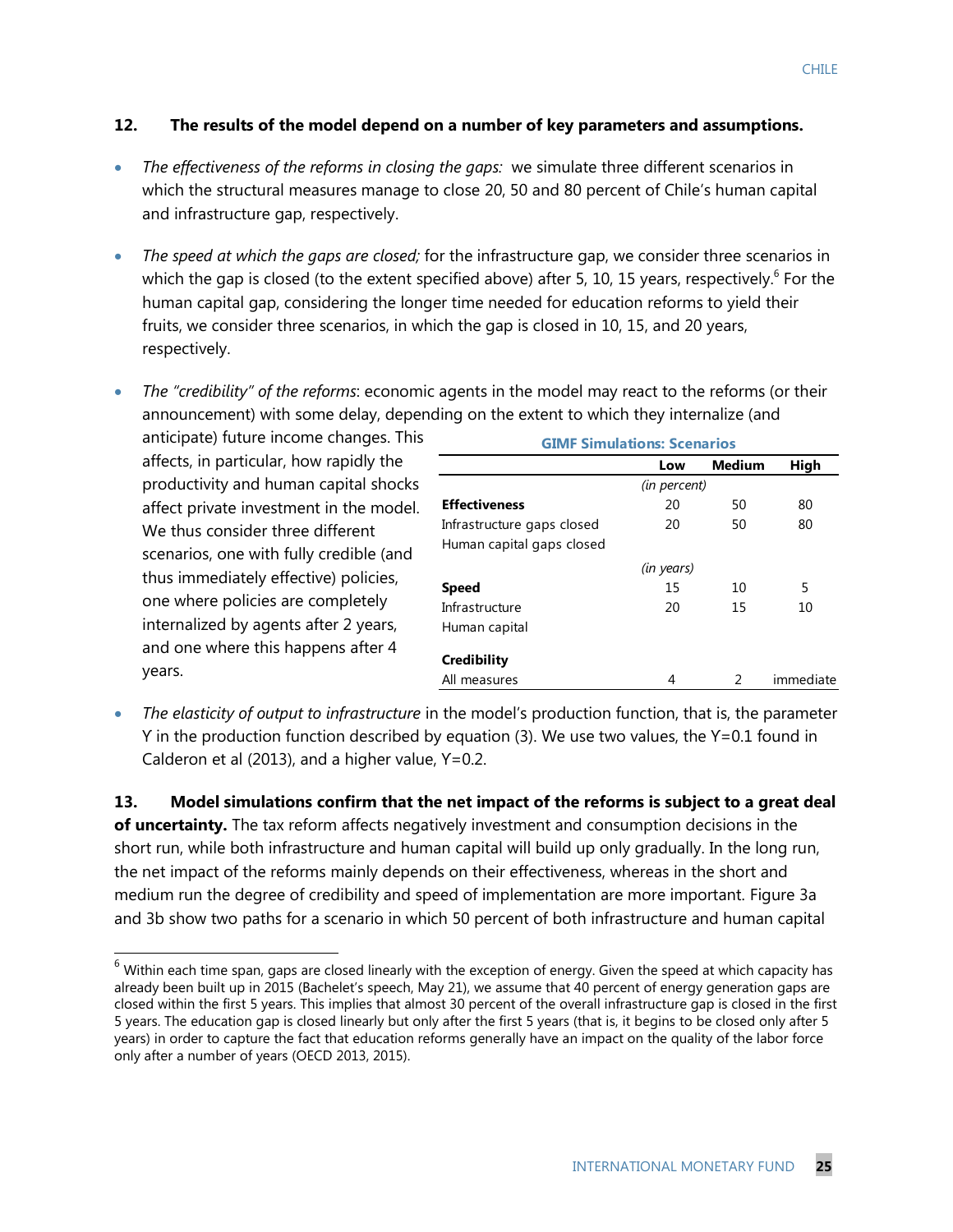**12. The results of the model depend on a number of key parameters and assumptions.**

- *The effectiveness of the reforms in closing the gaps:* we simulate three different scenarios in which the structural measures manage to close 20, 50 and 80 percent of Chile's human capital and infrastructure gap, respectively.

- *The speed at which the gaps are closed;* for the infrastructure gap, we consider three scenarios in which the gap is closed (to the extent specified above) after 5, 10, 15 years, respectively.[6] For the human capital gap, considering the longer time needed for education reforms to yield their fruits, we consider three scenarios, in which the gap is closed in 10, 15, and 20 years, respectively.

- *The "credibility" of the reforms*: economic agents in the model may react to the reforms (or their announcement) with some delay, depending on the extent to which they internalize (and anticipate) future income changes. This affects, in particular, how rapidly the productivity and human capital shocks affect private investment in the model. We thus consider three different scenarios, one with fully credible (and thus immediately effective) policies, one where policies are completely internalized by agents after 2 years, and one where this happens after 4 years.

**GIMF Simulations: Scenarios**

| | Low | Medium | High |
|---|---|---|---|
| | *(in percent)* | | |
| **Effectiveness** | 20 | 50 | 80 |
| Infrastructure gaps closed | 20 | 50 | 80 |
| Human capital gaps closed | | | |
| | *(in years)* | | |
| **Speed** | 15 | 10 | 5 |
| Infrastructure | 20 | 15 | 10 |
| Human capital | | | |
| **Credibility** | | | |
| All measures | 4 | 2 | immediate |

- *The elasticity of output to infrastructure* in the model's production function, that is, the parameter Y in the production function described by equation (3). We use two values, the Y=0.1 found in Calderon et al (2013), and a higher value, Y=0.2.

**13. Model simulations confirm that the net impact of the reforms is subject to a great deal of uncertainty.** The tax reform affects negatively investment and consumption decisions in the short run, while both infrastructure and human capital will build up only gradually. In the long run, the net impact of the reforms mainly depends on their effectiveness, whereas in the short and medium run the degree of credibility and speed of implementation are more important. Figure 3a and 3b show two paths for a scenario in which 50 percent of both infrastructure and human capital

[6] Within each time span, gaps are closed linearly with the exception of energy. Given the speed at which capacity has already been built up in 2015 (Bachelet's speech, May 21), we assume that 40 percent of energy generation gaps are closed within the first 5 years. This implies that almost 30 percent of the overall infrastructure gap is closed in the first 5 years. The education gap is closed linearly but only after the first 5 years (that is, it begins to be closed only after 5 years) in order to capture the fact that education reforms generally have an impact on the quality of the labor force only after a number of years (OECD 2013, 2015).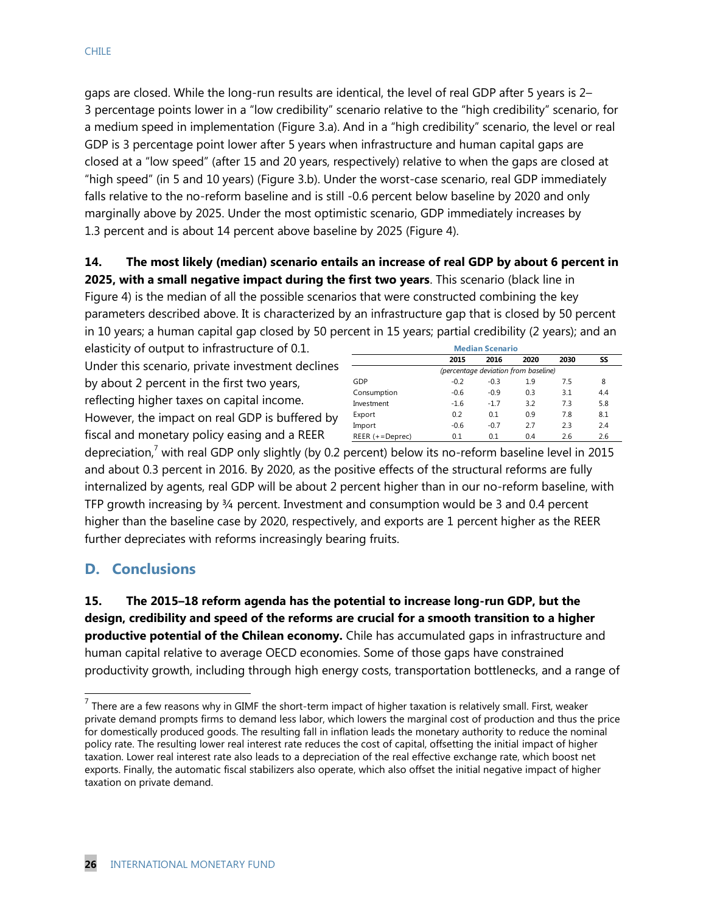gaps are closed. While the long-run results are identical, the level of real GDP after 5 years is 2–3 percentage points lower in a "low credibility" scenario relative to the "high credibility" scenario, for a medium speed in implementation (Figure 3.a). And in a "high credibility" scenario, the level or real GDP is 3 percentage point lower after 5 years when infrastructure and human capital gaps are closed at a "low speed" (after 15 and 20 years, respectively) relative to when the gaps are closed at "high speed" (in 5 and 10 years) (Figure 3.b). Under the worst-case scenario, real GDP immediately falls relative to the no-reform baseline and is still -0.6 percent below baseline by 2020 and only marginally above by 2025. Under the most optimistic scenario, GDP immediately increases by 1.3 percent and is about 14 percent above baseline by 2025 (Figure 4).

**14. The most likely (median) scenario entails an increase of real GDP by about 6 percent in 2025, with a small negative impact during the first two years**. This scenario (black line in Figure 4) is the median of all the possible scenarios that were constructed combining the key parameters described above. It is characterized by an infrastructure gap that is closed by 50 percent in 10 years; a human capital gap closed by 50 percent in 15 years; partial credibility (2 years); and an elasticity of output to infrastructure of 0.1. Under this scenario, private investment declines by about 2 percent in the first two years, reflecting higher taxes on capital income. However, the impact on real GDP is buffered by fiscal and monetary policy easing and a REER depreciation,[7] with real GDP only slightly (by 0.2 percent) below its no-reform baseline level in 2015 and about 0.3 percent in 2016. By 2020, as the positive effects of the structural reforms are fully internalized by agents, real GDP will be about 2 percent higher than in our no-reform baseline, with TFP growth increasing by ¾ percent. Investment and consumption would be 3 and 0.4 percent higher than the baseline case by 2020, respectively, and exports are 1 percent higher as the REER further depreciates with reforms increasingly bearing fruits.

**Median Scenario**

| | 2015 | 2016 | 2020 | 2030 | SS |
|---|---|---|---|---|---|
| | *(percentage deviation from baseline)* | | | | |
| GDP | -0.2 | -0.3 | 1.9 | 7.5 | 8 |
| Consumption | -0.6 | -0.9 | 0.3 | 3.1 | 4.4 |
| Investment | -1.6 | -1.7 | 3.2 | 7.3 | 5.8 |
| Export | 0.2 | 0.1 | 0.9 | 7.8 | 8.1 |
| Import | -0.6 | -0.7 | 2.7 | 2.3 | 2.4 |
| REER (+=Deprec) | 0.1 | 0.1 | 0.4 | 2.6 | 2.6 |

## D. Conclusions

**15. The 2015–18 reform agenda has the potential to increase long-run GDP, but the design, credibility and speed of the reforms are crucial for a smooth transition to a higher productive potential of the Chilean economy.** Chile has accumulated gaps in infrastructure and human capital relative to average OECD economies. Some of those gaps have constrained productivity growth, including through high energy costs, transportation bottlenecks, and a range of

[7] There are a few reasons why in GIMF the short-term impact of higher taxation is relatively small. First, weaker private demand prompts firms to demand less labor, which lowers the marginal cost of production and thus the price for domestically produced goods. The resulting fall in inflation leads the monetary authority to reduce the nominal policy rate. The resulting lower real interest rate reduces the cost of capital, offsetting the initial impact of higher taxation. Lower real interest rate also leads to a depreciation of the real effective exchange rate, which boost net exports. Finally, the automatic fiscal stabilizers also operate, which also offset the initial negative impact of higher taxation on private demand.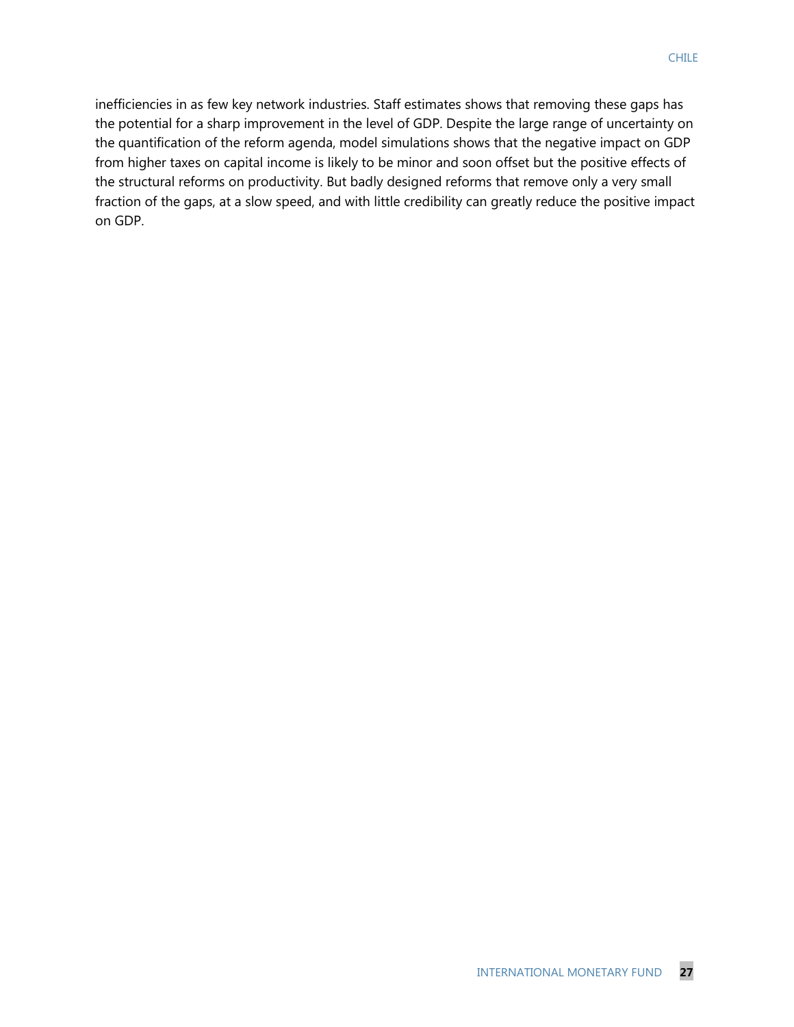inefficiencies in as few key network industries. Staff estimates shows that removing these gaps has the potential for a sharp improvement in the level of GDP. Despite the large range of uncertainty on the quantification of the reform agenda, model simulations shows that the negative impact on GDP from higher taxes on capital income is likely to be minor and soon offset but the positive effects of the structural reforms on productivity. But badly designed reforms that remove only a very small fraction of the gaps, at a slow speed, and with little credibility can greatly reduce the positive impact on GDP.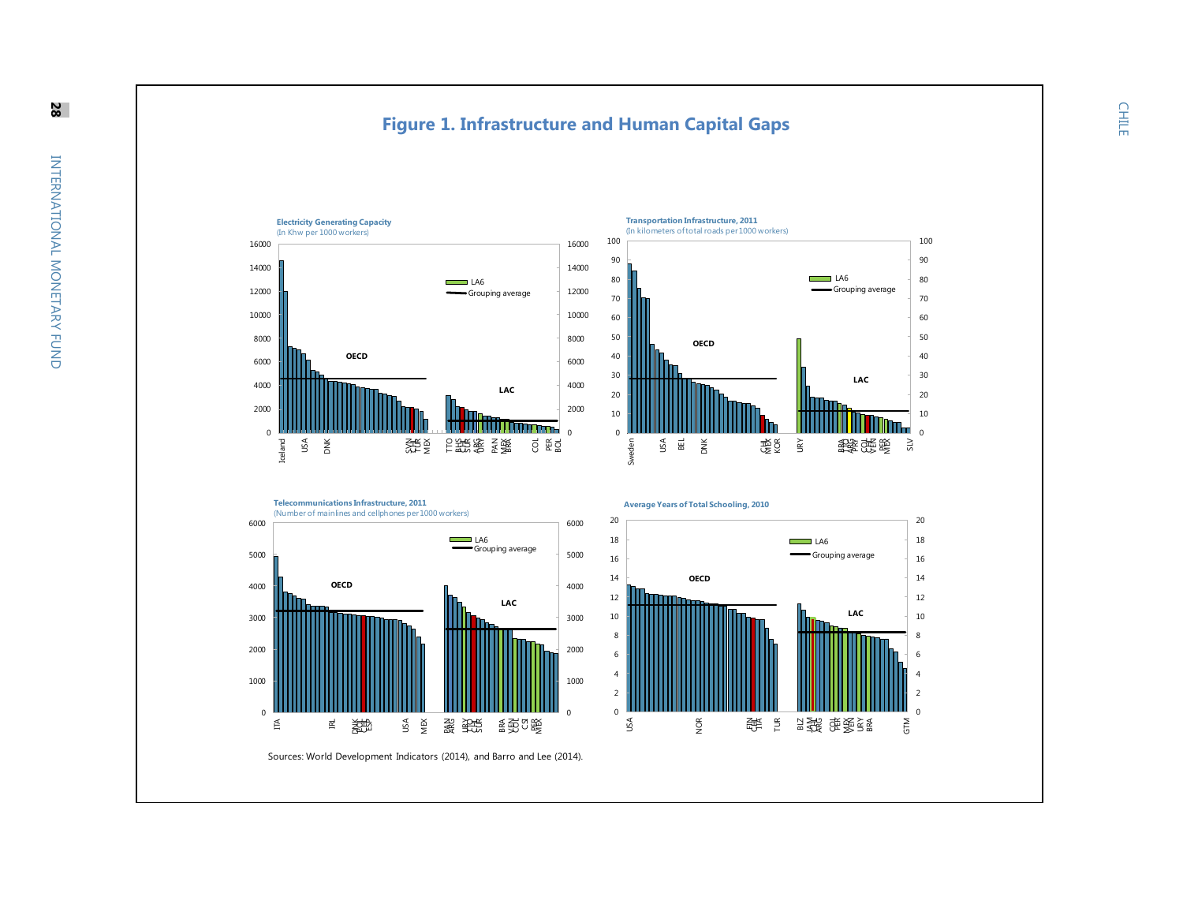# Figure 1. Infrastructure and Human Capital Gaps

**Electricity Generating Capacity**
(In Khw per 1000 workers)

**Transportation Infrastructure, 2011**
(In kilometers of total roads per 1000 workers)

**Telecommunications Infrastructure, 2011**
(Number of mainlines and cellphones per 1000 workers)

**Average Years of Total Schooling, 2010**

Sources: World Development Indicators (2014), and Barro and Lee (2014).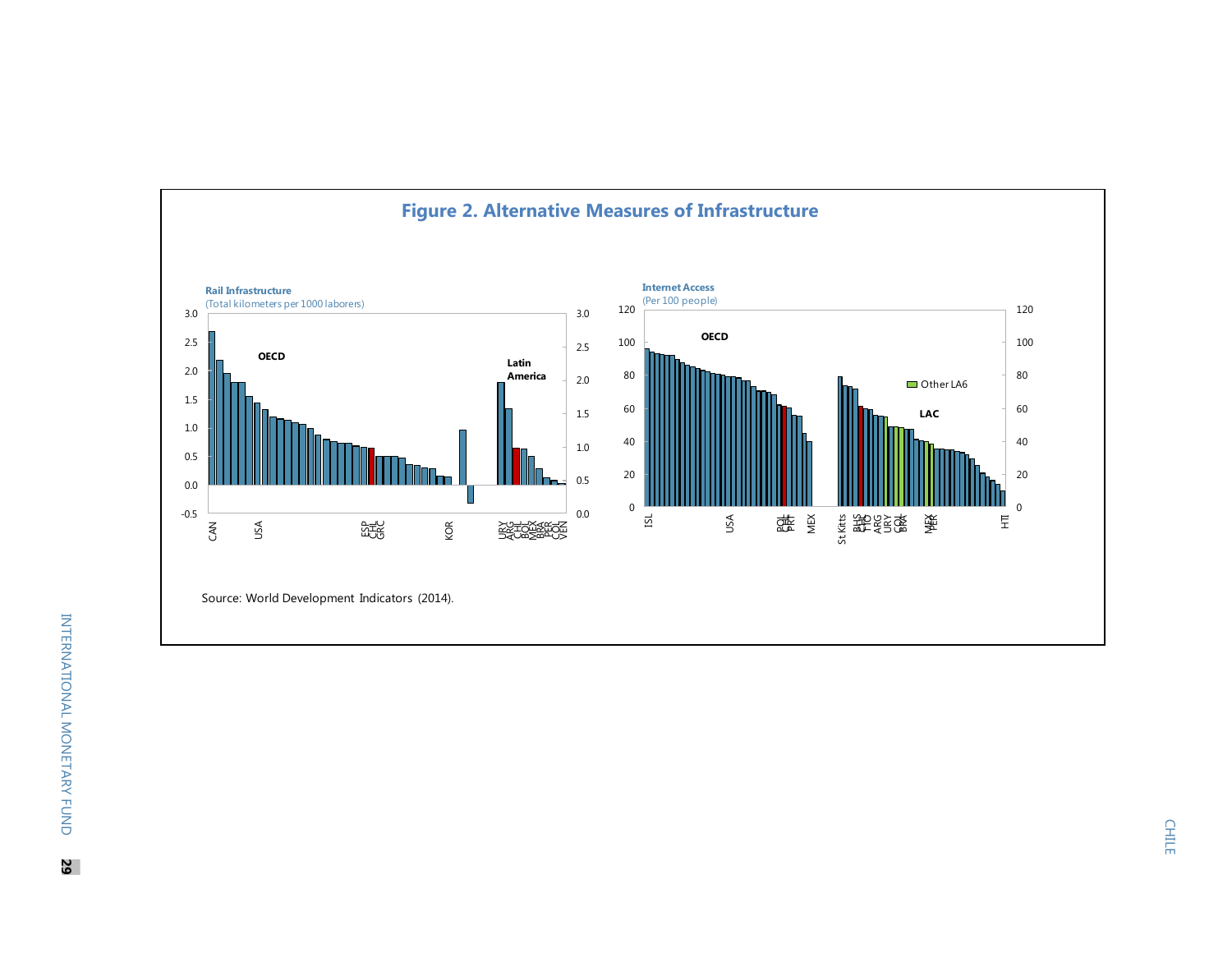## Figure 2. Alternative Measures of Infrastructure

**Rail Infrastructure**
(Total kilometers per 1000 laborers)

**Internet Access**
(Per 100 people)

Source: World Development Indicators (2014).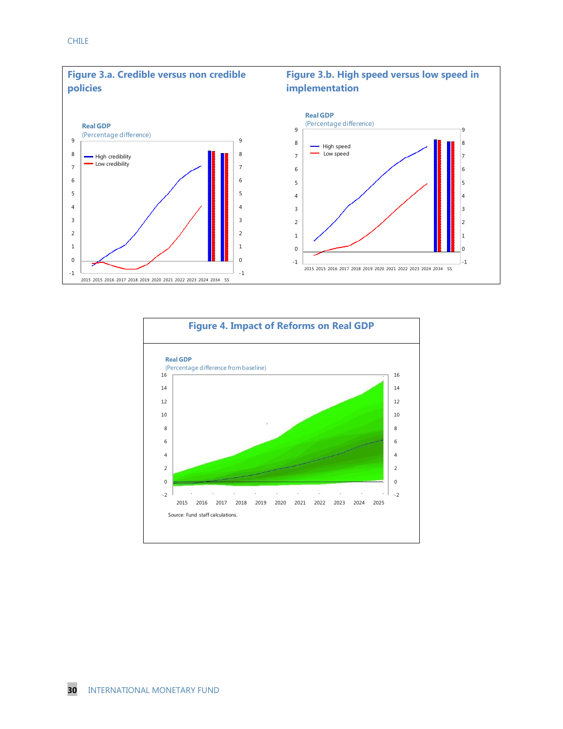## Figure 3.a. Credible versus non credible policies

Real GDP
(Percentage difference)

High credibility
Low credibility

2015 2015 2016 2017 2018 2019 2020 2021 2022 2023 2024 2034 SS

## Figure 3.b. High speed versus low speed in implementation

Real GDP
(Percentage difference)

High speed
Low speed

2015 2015 2016 2017 2018 2019 2020 2021 2022 2023 2024 2034 SS

## Figure 4. Impact of Reforms on Real GDP

Real GDP
(Percentage difference from baseline)

2015 2016 2017 2018 2019 2020 2021 2022 2023 2024 2025

Source: Fund staff calculations.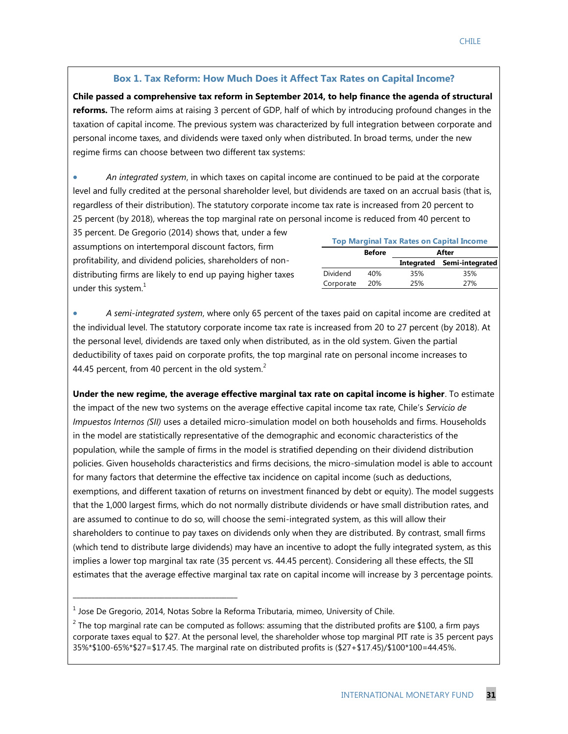## Box 1. Tax Reform: How Much Does it Affect Tax Rates on Capital Income?

**Chile passed a comprehensive tax reform in September 2014, to help finance the agenda of structural reforms.** The reform aims at raising 3 percent of GDP, half of which by introducing profound changes in the taxation of capital income. The previous system was characterized by full integration between corporate and personal income taxes, and dividends were taxed only when distributed. In broad terms, under the new regime firms can choose between two different tax systems:

- *An integrated system*, in which taxes on capital income are continued to be paid at the corporate level and fully credited at the personal shareholder level, but dividends are taxed on an accrual basis (that is, regardless of their distribution). The statutory corporate income tax rate is increased from 20 percent to 25 percent (by 2018), whereas the top marginal rate on personal income is reduced from 40 percent to 35 percent. De Gregorio (2014) shows that, under a few assumptions on intertemporal discount factors, firm profitability, and dividend policies, shareholders of non-distributing firms are likely to end up paying higher taxes under this system.[1]

**Top Marginal Tax Rates on Capital Income**

| | Before | After | |
|---|---|---|---|
| | | Integrated | Semi-integrated |
| Dividend | 40% | 35% | 35% |
| Corporate | 20% | 25% | 27% |

- *A semi-integrated system*, where only 65 percent of the taxes paid on capital income are credited at the individual level. The statutory corporate income tax rate is increased from 20 to 27 percent (by 2018). At the personal level, dividends are taxed only when distributed, as in the old system. Given the partial deductibility of taxes paid on corporate profits, the top marginal rate on personal income increases to 44.45 percent, from 40 percent in the old system.[2]

**Under the new regime, the average effective marginal tax rate on capital income is higher**. To estimate the impact of the new two systems on the average effective capital income tax rate, Chile's *Servicio de Impuestos Internos (SII)* uses a detailed micro-simulation model on both households and firms. Households in the model are statistically representative of the demographic and economic characteristics of the population, while the sample of firms in the model is stratified depending on their dividend distribution policies. Given households characteristics and firms decisions, the micro-simulation model is able to account for many factors that determine the effective tax incidence on capital income (such as deductions, exemptions, and different taxation of returns on investment financed by debt or equity). The model suggests that the 1,000 largest firms, which do not normally distribute dividends or have small distribution rates, and are assumed to continue to do so, will choose the semi-integrated system, as this will allow their shareholders to continue to pay taxes on dividends only when they are distributed. By contrast, small firms (which tend to distribute large dividends) may have an incentive to adopt the fully integrated system, as this implies a lower top marginal tax rate (35 percent vs. 44.45 percent). Considering all these effects, the SII estimates that the average effective marginal tax rate on capital income will increase by 3 percentage points.

---

[1] Jose De Gregorio, 2014, Notas Sobre la Reforma Tributaria, mimeo, University of Chile.

[2] The top marginal rate can be computed as follows: assuming that the distributed profits are $100, a firm pays corporate taxes equal to $27. At the personal level, the shareholder whose top marginal PIT rate is 35 percent pays 35%*$100-65%*$27=$17.45. The marginal rate on distributed profits is ($27+$17.45)/$100*100=44.45%.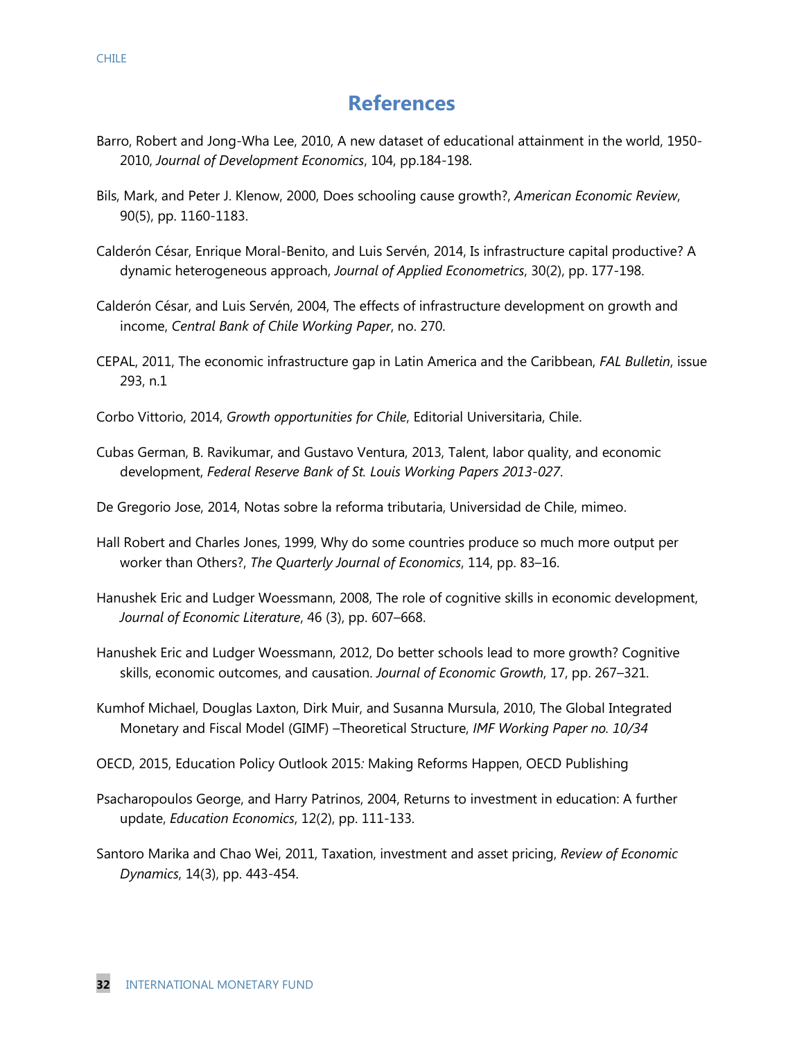## References

Barro, Robert and Jong-Wha Lee, 2010, A new dataset of educational attainment in the world, 1950-2010, *Journal of Development Economics*, 104, pp.184-198.

Bils, Mark, and Peter J. Klenow, 2000, Does schooling cause growth?, *American Economic Review*, 90(5), pp. 1160-1183.

Calderón César, Enrique Moral-Benito, and Luis Servén, 2014, Is infrastructure capital productive? A dynamic heterogeneous approach, *Journal of Applied Econometrics*, 30(2), pp. 177-198.

Calderón César, and Luis Servén, 2004, The effects of infrastructure development on growth and income, *Central Bank of Chile Working Paper*, no. 270.

CEPAL, 2011, The economic infrastructure gap in Latin America and the Caribbean, *FAL Bulletin*, issue 293, n.1

Corbo Vittorio, 2014, *Growth opportunities for Chile*, Editorial Universitaria, Chile.

Cubas German, B. Ravikumar, and Gustavo Ventura, 2013, Talent, labor quality, and economic development, *Federal Reserve Bank of St. Louis Working Papers 2013-027*.

De Gregorio Jose, 2014, Notas sobre la reforma tributaria, Universidad de Chile, mimeo.

Hall Robert and Charles Jones, 1999, Why do some countries produce so much more output per worker than Others?, *The Quarterly Journal of Economics*, 114, pp. 83–16.

Hanushek Eric and Ludger Woessmann, 2008, The role of cognitive skills in economic development, *Journal of Economic Literature*, 46 (3), pp. 607–668.

Hanushek Eric and Ludger Woessmann, 2012, Do better schools lead to more growth? Cognitive skills, economic outcomes, and causation. *Journal of Economic Growth*, 17, pp. 267–321.

Kumhof Michael, Douglas Laxton, Dirk Muir, and Susanna Mursula, 2010, The Global Integrated Monetary and Fiscal Model (GIMF) –Theoretical Structure, *IMF Working Paper no. 10/34*

OECD, 2015, Education Policy Outlook 2015: Making Reforms Happen, OECD Publishing

Psacharopoulos George, and Harry Patrinos, 2004, Returns to investment in education: A further update, *Education Economics*, 12(2), pp. 111-133.

Santoro Marika and Chao Wei, 2011, Taxation, investment and asset pricing, *Review of Economic Dynamics*, 14(3), pp. 443-454.